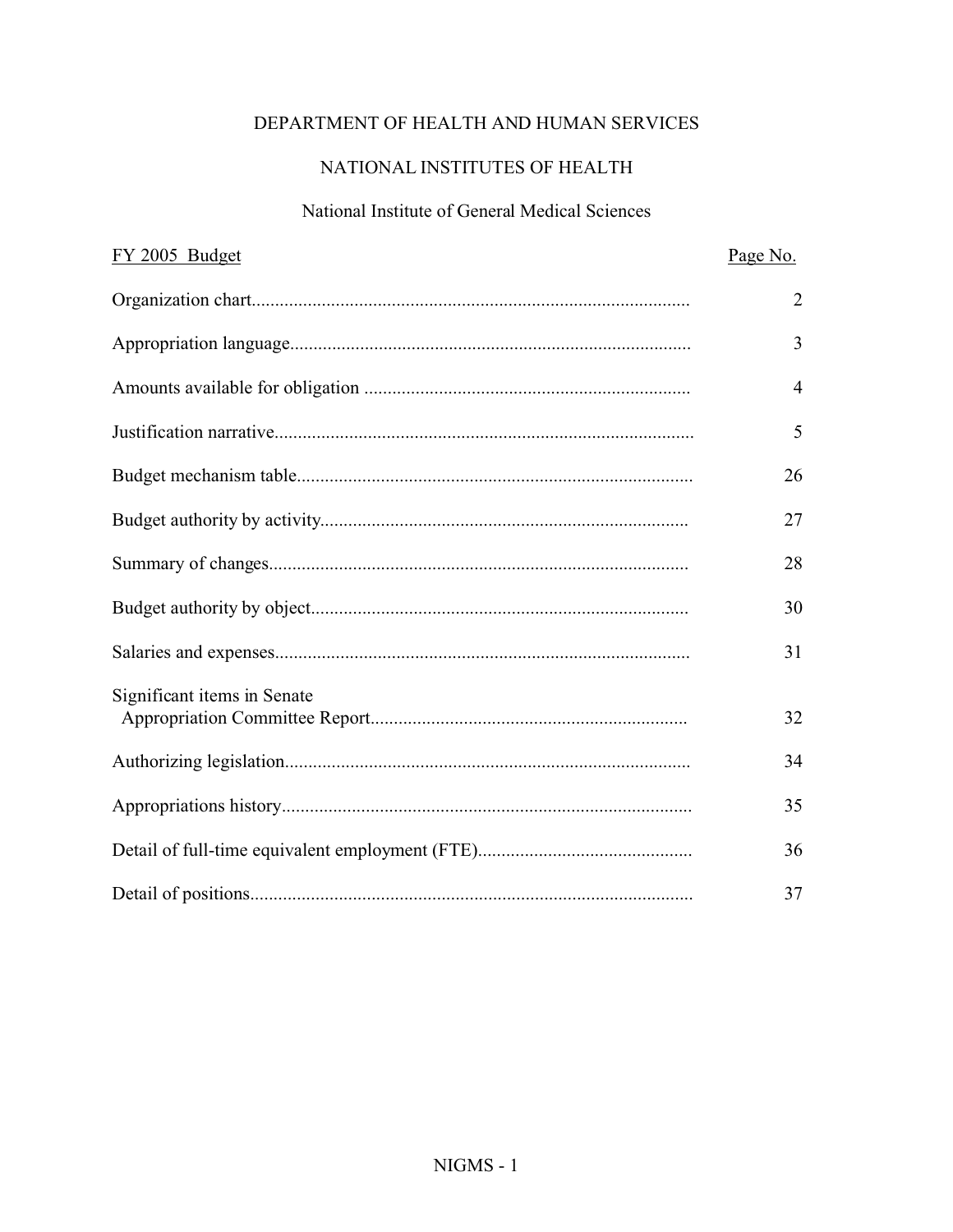DEPARTMENT OF HEALTH AND HUMAN SERVICES

NATIONAL INSTITUTES OF HEALTH

National Institute of General Medical Sciences

| FY 2005 Budget | Page No. |
| --- | --- |
| Organization chart | 2 |
| Appropriation language | 3 |
| Amounts available for obligation | 4 |
| Justification narrative | 5 |
| Budget mechanism table | 26 |
| Budget authority by activity | 27 |
| Summary of changes | 28 |
| Budget authority by object | 30 |
| Salaries and expenses | 31 |
| Significant items in Senate Appropriation Committee Report | 32 |
| Authorizing legislation | 34 |
| Appropriations history | 35 |
| Detail of full-time equivalent employment (FTE) | 36 |
| Detail of positions | 37 |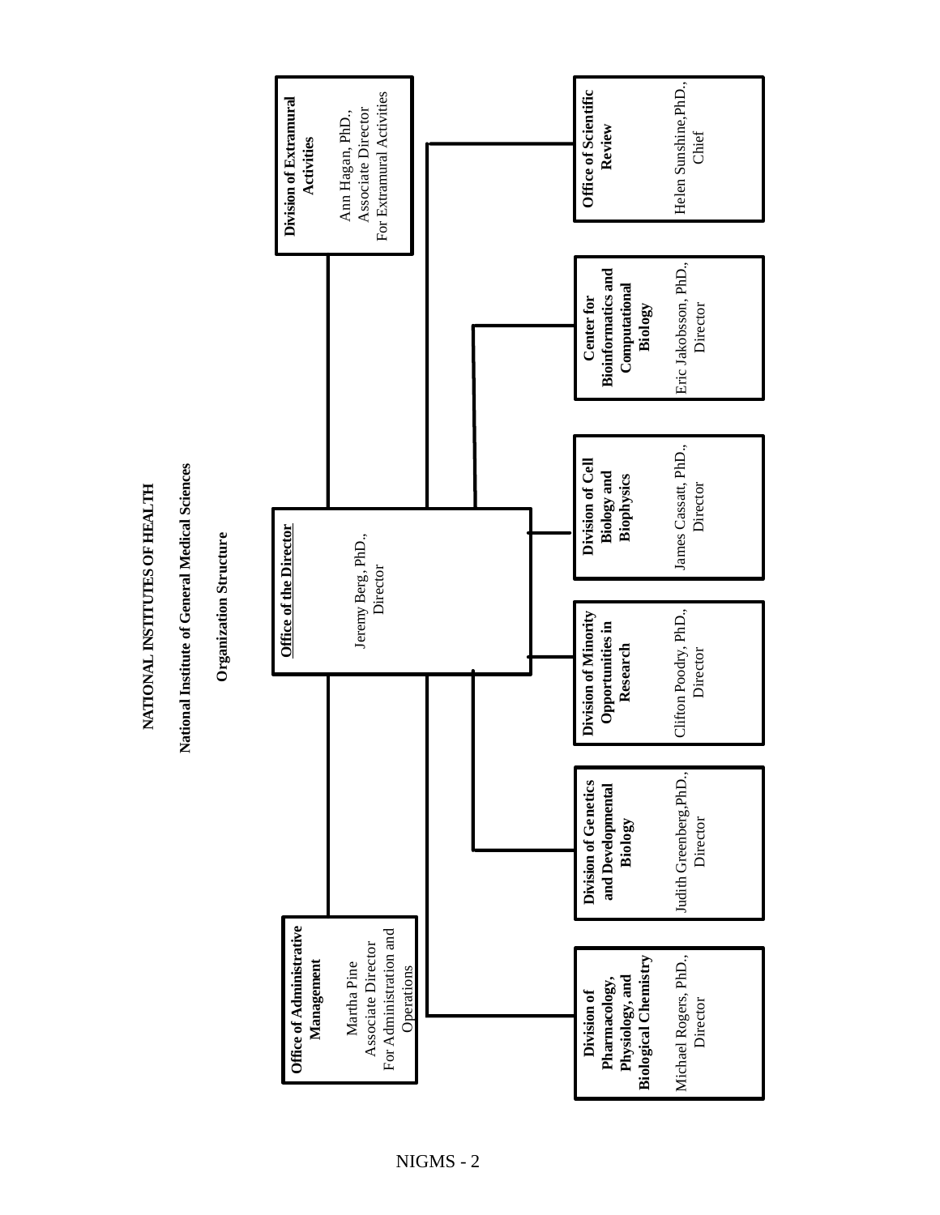# NATIONAL INSTITUTES OF HEALTH

## National Institute of General Medical Sciences

### Organization Structure

**Office of the Director**
Jeremy Berg, PhD., Director

**Division of Extramural Activities**
Ann Hagan, PhD., Associate Director For Extramural Activities

**Office of Administrative Management**
Martha Pine, Associate Director For Administration and Operations

**Office of Scientific Review**
Helen Sunshine, PhD., Chief

**Center for Bioinformatics and Computational Biology**
Eric Jakobsson, PhD., Director

**Division of Cell Biology and Biophysics**
James Cassatt, PhD., Director

**Division of Minority Opportunities in Research**
Clifton Poodry, PhD., Director

**Division of Genetics and Developmental Biology**
Judith Greenberg, PhD., Director

**Division of Pharmacology, Physiology, and Biological Chemistry**
Michael Rogers, PhD., Director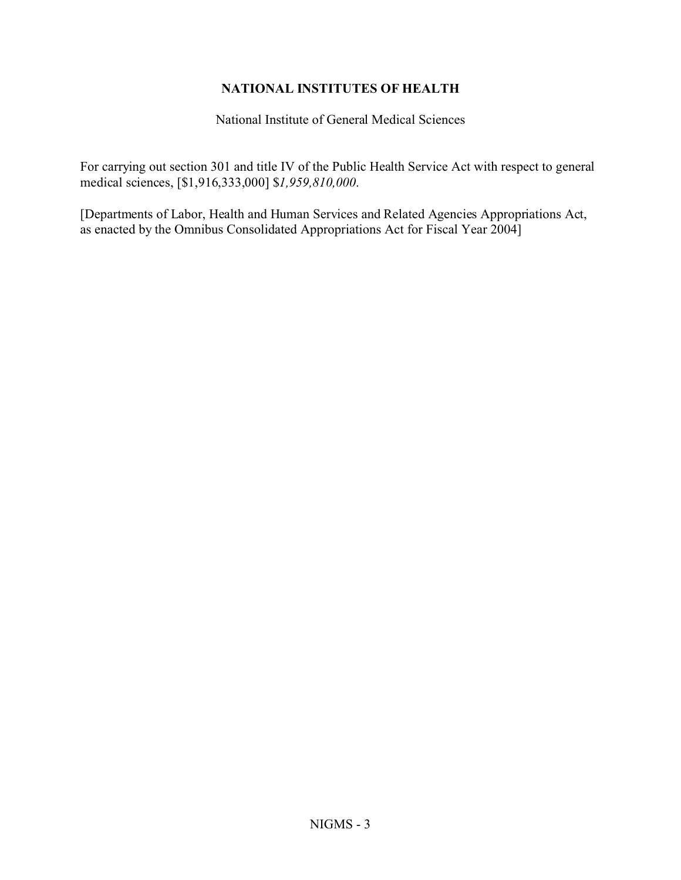## NATIONAL INSTITUTES OF HEALTH

National Institute of General Medical Sciences

For carrying out section 301 and title IV of the Public Health Service Act with respect to general medical sciences, [$1,916,333,000] $*1,959,810,000*.

[Departments of Labor, Health and Human Services and Related Agencies Appropriations Act, as enacted by the Omnibus Consolidated Appropriations Act for Fiscal Year 2004]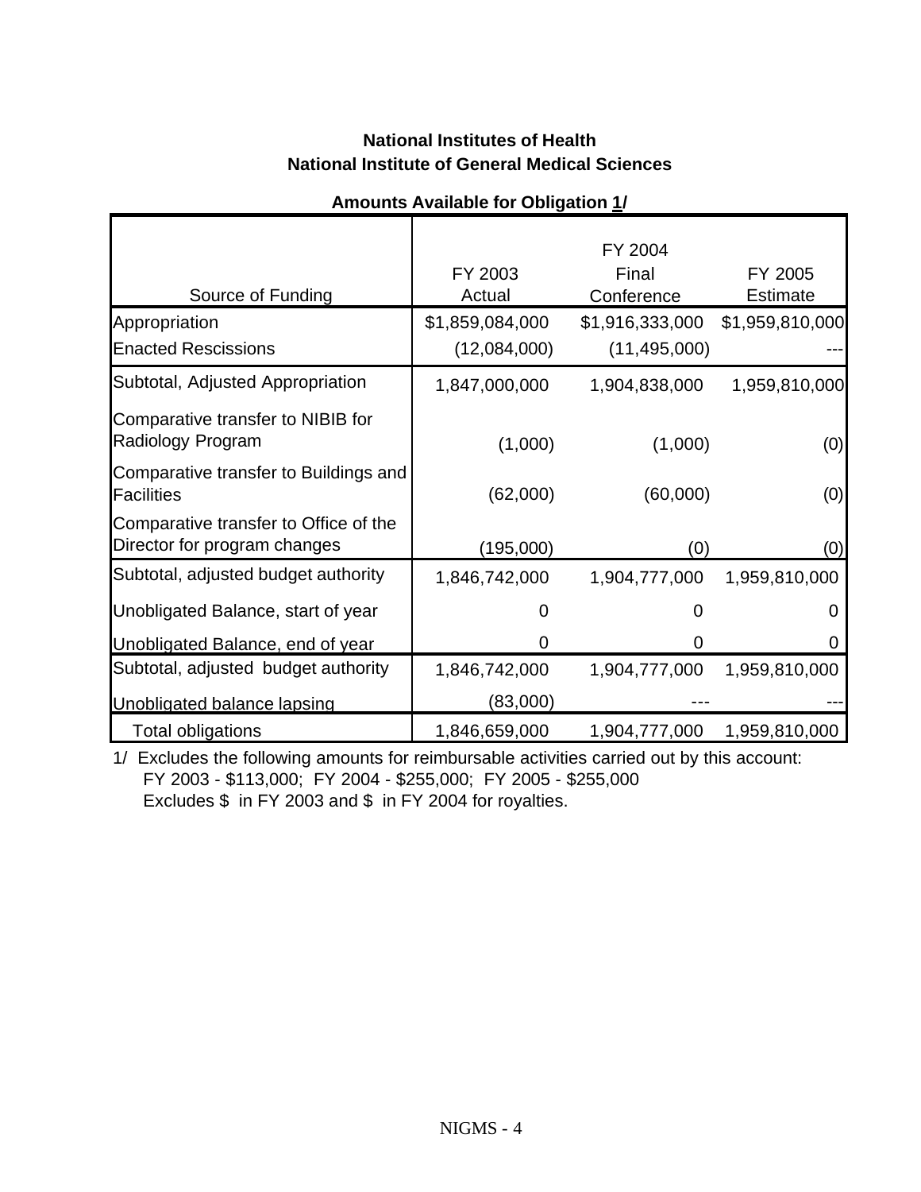**National Institutes of Health**
**National Institute of General Medical Sciences**

**Amounts Available for Obligation 1/**

| Source of Funding | FY 2003 Actual | FY 2004 Final Conference | FY 2005 Estimate |
|---|---|---|---|
| Appropriation | $1,859,084,000 | $1,916,333,000 | $1,959,810,000 |
| Enacted Rescissions | (12,084,000) | (11,495,000) | --- |
| Subtotal, Adjusted Appropriation | 1,847,000,000 | 1,904,838,000 | 1,959,810,000 |
| Comparative transfer to NIBIB for Radiology Program | (1,000) | (1,000) | (0) |
| Comparative transfer to Buildings and Facilities | (62,000) | (60,000) | (0) |
| Comparative transfer to Office of the Director for program changes | (195,000) | (0) | (0) |
| Subtotal, adjusted budget authority | 1,846,742,000 | 1,904,777,000 | 1,959,810,000 |
| Unobligated Balance, start of year | 0 | 0 | 0 |
| Unobligated Balance, end of year | 0 | 0 | 0 |
| Subtotal, adjusted budget authority | 1,846,742,000 | 1,904,777,000 | 1,959,810,000 |
| Unobligated balance lapsing | (83,000) | --- | --- |
| Total obligations | 1,846,659,000 | 1,904,777,000 | 1,959,810,000 |

1/ Excludes the following amounts for reimbursable activities carried out by this account:
FY 2003 - $113,000; FY 2004 - $255,000; FY 2005 - $255,000
Excludes $ in FY 2003 and $ in FY 2004 for royalties.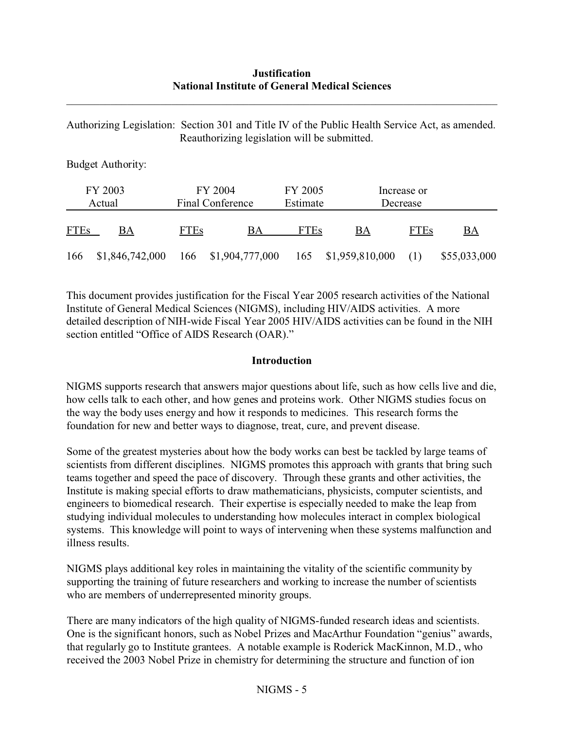**Justification**
**National Institute of General Medical Sciences**

---

Authorizing Legislation: Section 301 and Title IV of the Public Health Service Act, as amended. Reauthorizing legislation will be submitted.

Budget Authority:

| FY 2003 Actual | | FY 2004 Final Conference | | FY 2005 Estimate | | Increase or Decrease | |
|---|---|---|---|---|---|---|---|
| FTEs | BA | FTEs | BA | FTEs | BA | FTEs | BA |
| 166 | $1,846,742,000 | 166 | $1,904,777,000 | 165 | $1,959,810,000 | (1) | $55,033,000 |

This document provides justification for the Fiscal Year 2005 research activities of the National Institute of General Medical Sciences (NIGMS), including HIV/AIDS activities. A more detailed description of NIH-wide Fiscal Year 2005 HIV/AIDS activities can be found in the NIH section entitled "Office of AIDS Research (OAR)."

## Introduction

NIGMS supports research that answers major questions about life, such as how cells live and die, how cells talk to each other, and how genes and proteins work. Other NIGMS studies focus on the way the body uses energy and how it responds to medicines. This research forms the foundation for new and better ways to diagnose, treat, cure, and prevent disease.

Some of the greatest mysteries about how the body works can best be tackled by large teams of scientists from different disciplines. NIGMS promotes this approach with grants that bring such teams together and speed the pace of discovery. Through these grants and other activities, the Institute is making special efforts to draw mathematicians, physicists, computer scientists, and engineers to biomedical research. Their expertise is especially needed to make the leap from studying individual molecules to understanding how molecules interact in complex biological systems. This knowledge will point to ways of intervening when these systems malfunction and illness results.

NIGMS plays additional key roles in maintaining the vitality of the scientific community by supporting the training of future researchers and working to increase the number of scientists who are members of underrepresented minority groups.

There are many indicators of the high quality of NIGMS-funded research ideas and scientists. One is the significant honors, such as Nobel Prizes and MacArthur Foundation "genius" awards, that regularly go to Institute grantees. A notable example is Roderick MacKinnon, M.D., who received the 2003 Nobel Prize in chemistry for determining the structure and function of ion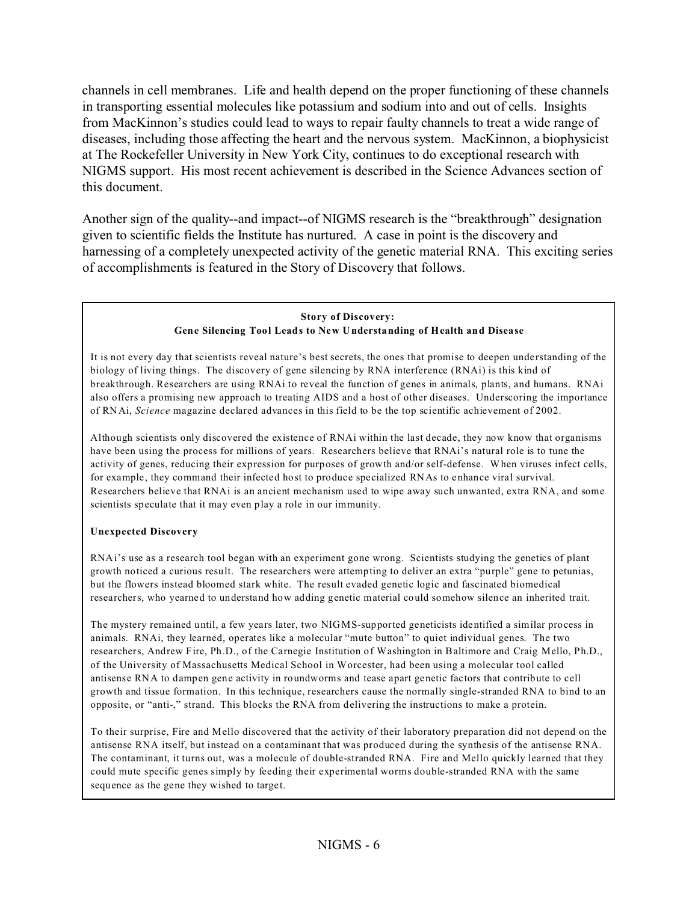channels in cell membranes. Life and health depend on the proper functioning of these channels in transporting essential molecules like potassium and sodium into and out of cells. Insights from MacKinnon's studies could lead to ways to repair faulty channels to treat a wide range of diseases, including those affecting the heart and the nervous system. MacKinnon, a biophysicist at The Rockefeller University in New York City, continues to do exceptional research with NIGMS support. His most recent achievement is described in the Science Advances section of this document.

Another sign of the quality--and impact--of NIGMS research is the "breakthrough" designation given to scientific fields the Institute has nurtured. A case in point is the discovery and harnessing of a completely unexpected activity of the genetic material RNA. This exciting series of accomplishments is featured in the Story of Discovery that follows.

**Story of Discovery:**
**Gene Silencing Tool Leads to New Understanding of Health and Disease**

It is not every day that scientists reveal nature's best secrets, the ones that promise to deepen understanding of the biology of living things. The discovery of gene silencing by RNA interference (RNAi) is this kind of breakthrough. Researchers are using RNAi to reveal the function of genes in animals, plants, and humans. RNAi also offers a promising new approach to treating AIDS and a host of other diseases. Underscoring the importance of RNAi, *Science* magazine declared advances in this field to be the top scientific achievement of 2002.

Although scientists only discovered the existence of RNAi within the last decade, they now know that organisms have been using the process for millions of years. Researchers believe that RNAi's natural role is to tune the activity of genes, reducing their expression for purposes of growth and/or self-defense. When viruses infect cells, for example, they command their infected host to produce specialized RNAs to enhance viral survival. Researchers believe that RNAi is an ancient mechanism used to wipe away such unwanted, extra RNA, and some scientists speculate that it may even play a role in our immunity.

**Unexpected Discovery**

RNAi's use as a research tool began with an experiment gone wrong. Scientists studying the genetics of plant growth noticed a curious result. The researchers were attempting to deliver an extra "purple" gene to petunias, but the flowers instead bloomed stark white. The result evaded genetic logic and fascinated biomedical researchers, who yearned to understand how adding genetic material could somehow silence an inherited trait.

The mystery remained until, a few years later, two NIGMS-supported geneticists identified a similar process in animals. RNAi, they learned, operates like a molecular "mute button" to quiet individual genes. The two researchers, Andrew Fire, Ph.D., of the Carnegie Institution of Washington in Baltimore and Craig Mello, Ph.D., of the University of Massachusetts Medical School in Worcester, had been using a molecular tool called antisense RNA to dampen gene activity in roundworms and tease apart genetic factors that contribute to cell growth and tissue formation. In this technique, researchers cause the normally single-stranded RNA to bind to an opposite, or "anti-," strand. This blocks the RNA from delivering the instructions to make a protein.

To their surprise, Fire and Mello discovered that the activity of their laboratory preparation did not depend on the antisense RNA itself, but instead on a contaminant that was produced during the synthesis of the antisense RNA. The contaminant, it turns out, was a molecule of double-stranded RNA. Fire and Mello quickly learned that they could mute specific genes simply by feeding their experimental worms double-stranded RNA with the same sequence as the gene they wished to target.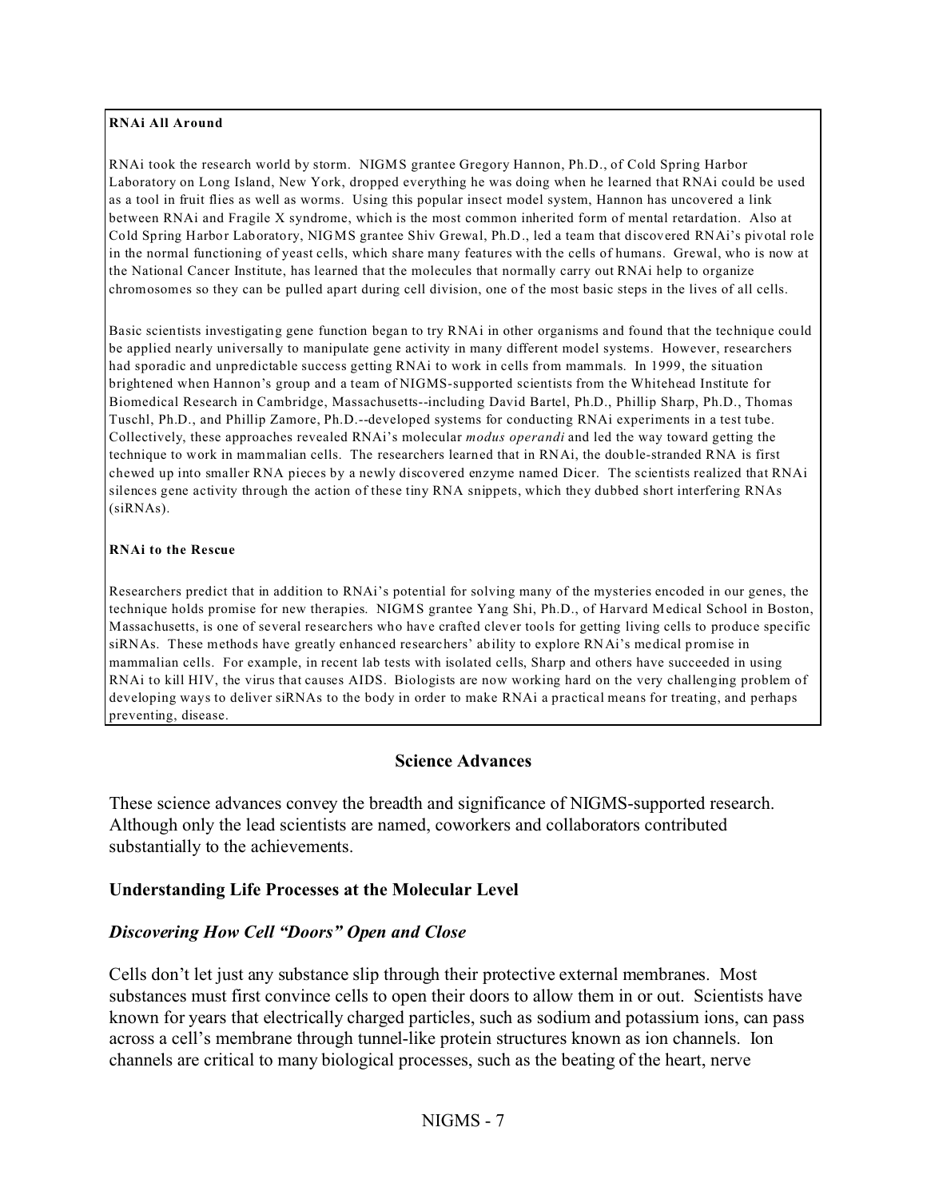**RNAi All Around**

RNAi took the research world by storm. NIGMS grantee Gregory Hannon, Ph.D., of Cold Spring Harbor Laboratory on Long Island, New York, dropped everything he was doing when he learned that RNAi could be used as a tool in fruit flies as well as worms. Using this popular insect model system, Hannon has uncovered a link between RNAi and Fragile X syndrome, which is the most common inherited form of mental retardation. Also at Cold Spring Harbor Laboratory, NIGMS grantee Shiv Grewal, Ph.D., led a team that discovered RNAi's pivotal role in the normal functioning of yeast cells, which share many features with the cells of humans. Grewal, who is now at the National Cancer Institute, has learned that the molecules that normally carry out RNAi help to organize chromosomes so they can be pulled apart during cell division, one of the most basic steps in the lives of all cells.

Basic scientists investigating gene function began to try RNAi in other organisms and found that the technique could be applied nearly universally to manipulate gene activity in many different model systems. However, researchers had sporadic and unpredictable success getting RNAi to work in cells from mammals. In 1999, the situation brightened when Hannon's group and a team of NIGMS-supported scientists from the Whitehead Institute for Biomedical Research in Cambridge, Massachusetts--including David Bartel, Ph.D., Phillip Sharp, Ph.D., Thomas Tuschl, Ph.D., and Phillip Zamore, Ph.D.--developed systems for conducting RNAi experiments in a test tube. Collectively, these approaches revealed RNAi's molecular *modus operandi* and led the way toward getting the technique to work in mammalian cells. The researchers learned that in RNAi, the double-stranded RNA is first chewed up into smaller RNA pieces by a newly discovered enzyme named Dicer. The scientists realized that RNAi silences gene activity through the action of these tiny RNA snippets, which they dubbed short interfering RNAs (siRNAs).

**RNAi to the Rescue**

Researchers predict that in addition to RNAi's potential for solving many of the mysteries encoded in our genes, the technique holds promise for new therapies. NIGMS grantee Yang Shi, Ph.D., of Harvard Medical School in Boston, Massachusetts, is one of several researchers who have crafted clever tools for getting living cells to produce specific siRNAs. These methods have greatly enhanced researchers' ability to explore RNAi's medical promise in mammalian cells. For example, in recent lab tests with isolated cells, Sharp and others have succeeded in using RNAi to kill HIV, the virus that causes AIDS. Biologists are now working hard on the very challenging problem of developing ways to deliver siRNAs to the body in order to make RNAi a practical means for treating, and perhaps preventing, disease.

## Science Advances

These science advances convey the breadth and significance of NIGMS-supported research. Although only the lead scientists are named, coworkers and collaborators contributed substantially to the achievements.

### Understanding Life Processes at the Molecular Level

#### *Discovering How Cell "Doors" Open and Close*

Cells don't let just any substance slip through their protective external membranes. Most substances must first convince cells to open their doors to allow them in or out. Scientists have known for years that electrically charged particles, such as sodium and potassium ions, can pass across a cell's membrane through tunnel-like protein structures known as ion channels. Ion channels are critical to many biological processes, such as the beating of the heart, nerve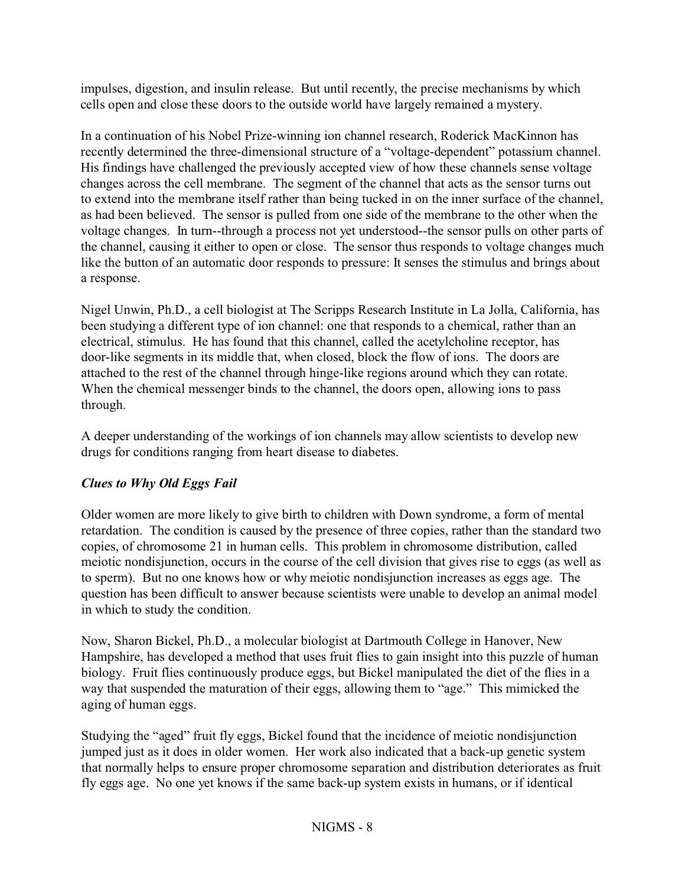impulses, digestion, and insulin release. But until recently, the precise mechanisms by which cells open and close these doors to the outside world have largely remained a mystery.

In a continuation of his Nobel Prize-winning ion channel research, Roderick MacKinnon has recently determined the three-dimensional structure of a "voltage-dependent" potassium channel. His findings have challenged the previously accepted view of how these channels sense voltage changes across the cell membrane. The segment of the channel that acts as the sensor turns out to extend into the membrane itself rather than being tucked in on the inner surface of the channel, as had been believed. The sensor is pulled from one side of the membrane to the other when the voltage changes. In turn--through a process not yet understood--the sensor pulls on other parts of the channel, causing it either to open or close. The sensor thus responds to voltage changes much like the button of an automatic door responds to pressure: It senses the stimulus and brings about a response.

Nigel Unwin, Ph.D., a cell biologist at The Scripps Research Institute in La Jolla, California, has been studying a different type of ion channel: one that responds to a chemical, rather than an electrical, stimulus. He has found that this channel, called the acetylcholine receptor, has door-like segments in its middle that, when closed, block the flow of ions. The doors are attached to the rest of the channel through hinge-like regions around which they can rotate. When the chemical messenger binds to the channel, the doors open, allowing ions to pass through.

A deeper understanding of the workings of ion channels may allow scientists to develop new drugs for conditions ranging from heart disease to diabetes.

***Clues to Why Old Eggs Fail***

Older women are more likely to give birth to children with Down syndrome, a form of mental retardation. The condition is caused by the presence of three copies, rather than the standard two copies, of chromosome 21 in human cells. This problem in chromosome distribution, called meiotic nondisjunction, occurs in the course of the cell division that gives rise to eggs (as well as to sperm). But no one knows how or why meiotic nondisjunction increases as eggs age. The question has been difficult to answer because scientists were unable to develop an animal model in which to study the condition.

Now, Sharon Bickel, Ph.D., a molecular biologist at Dartmouth College in Hanover, New Hampshire, has developed a method that uses fruit flies to gain insight into this puzzle of human biology. Fruit flies continuously produce eggs, but Bickel manipulated the diet of the flies in a way that suspended the maturation of their eggs, allowing them to "age." This mimicked the aging of human eggs.

Studying the "aged" fruit fly eggs, Bickel found that the incidence of meiotic nondisjunction jumped just as it does in older women. Her work also indicated that a back-up genetic system that normally helps to ensure proper chromosome separation and distribution deteriorates as fruit fly eggs age. No one yet knows if the same back-up system exists in humans, or if identical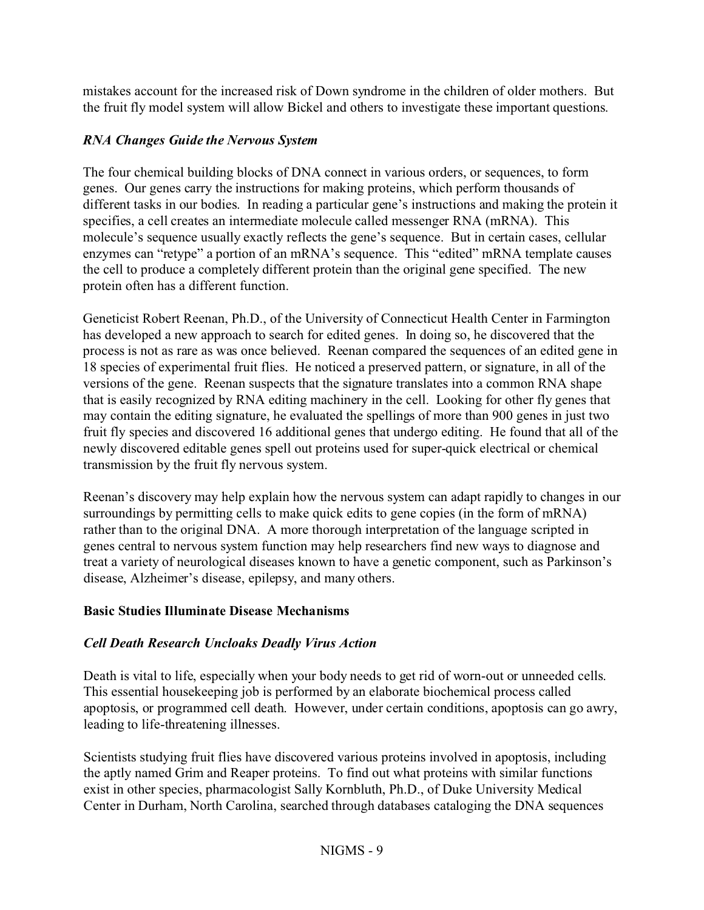mistakes account for the increased risk of Down syndrome in the children of older mothers. But the fruit fly model system will allow Bickel and others to investigate these important questions.

### *RNA Changes Guide the Nervous System*

The four chemical building blocks of DNA connect in various orders, or sequences, to form genes. Our genes carry the instructions for making proteins, which perform thousands of different tasks in our bodies. In reading a particular gene's instructions and making the protein it specifies, a cell creates an intermediate molecule called messenger RNA (mRNA). This molecule's sequence usually exactly reflects the gene's sequence. But in certain cases, cellular enzymes can "retype" a portion of an mRNA's sequence. This "edited" mRNA template causes the cell to produce a completely different protein than the original gene specified. The new protein often has a different function.

Geneticist Robert Reenan, Ph.D., of the University of Connecticut Health Center in Farmington has developed a new approach to search for edited genes. In doing so, he discovered that the process is not as rare as was once believed. Reenan compared the sequences of an edited gene in 18 species of experimental fruit flies. He noticed a preserved pattern, or signature, in all of the versions of the gene. Reenan suspects that the signature translates into a common RNA shape that is easily recognized by RNA editing machinery in the cell. Looking for other fly genes that may contain the editing signature, he evaluated the spellings of more than 900 genes in just two fruit fly species and discovered 16 additional genes that undergo editing. He found that all of the newly discovered editable genes spell out proteins used for super-quick electrical or chemical transmission by the fruit fly nervous system.

Reenan's discovery may help explain how the nervous system can adapt rapidly to changes in our surroundings by permitting cells to make quick edits to gene copies (in the form of mRNA) rather than to the original DNA. A more thorough interpretation of the language scripted in genes central to nervous system function may help researchers find new ways to diagnose and treat a variety of neurological diseases known to have a genetic component, such as Parkinson's disease, Alzheimer's disease, epilepsy, and many others.

## Basic Studies Illuminate Disease Mechanisms

### *Cell Death Research Uncloaks Deadly Virus Action*

Death is vital to life, especially when your body needs to get rid of worn-out or unneeded cells. This essential housekeeping job is performed by an elaborate biochemical process called apoptosis, or programmed cell death. However, under certain conditions, apoptosis can go awry, leading to life-threatening illnesses.

Scientists studying fruit flies have discovered various proteins involved in apoptosis, including the aptly named Grim and Reaper proteins. To find out what proteins with similar functions exist in other species, pharmacologist Sally Kornbluth, Ph.D., of Duke University Medical Center in Durham, North Carolina, searched through databases cataloging the DNA sequences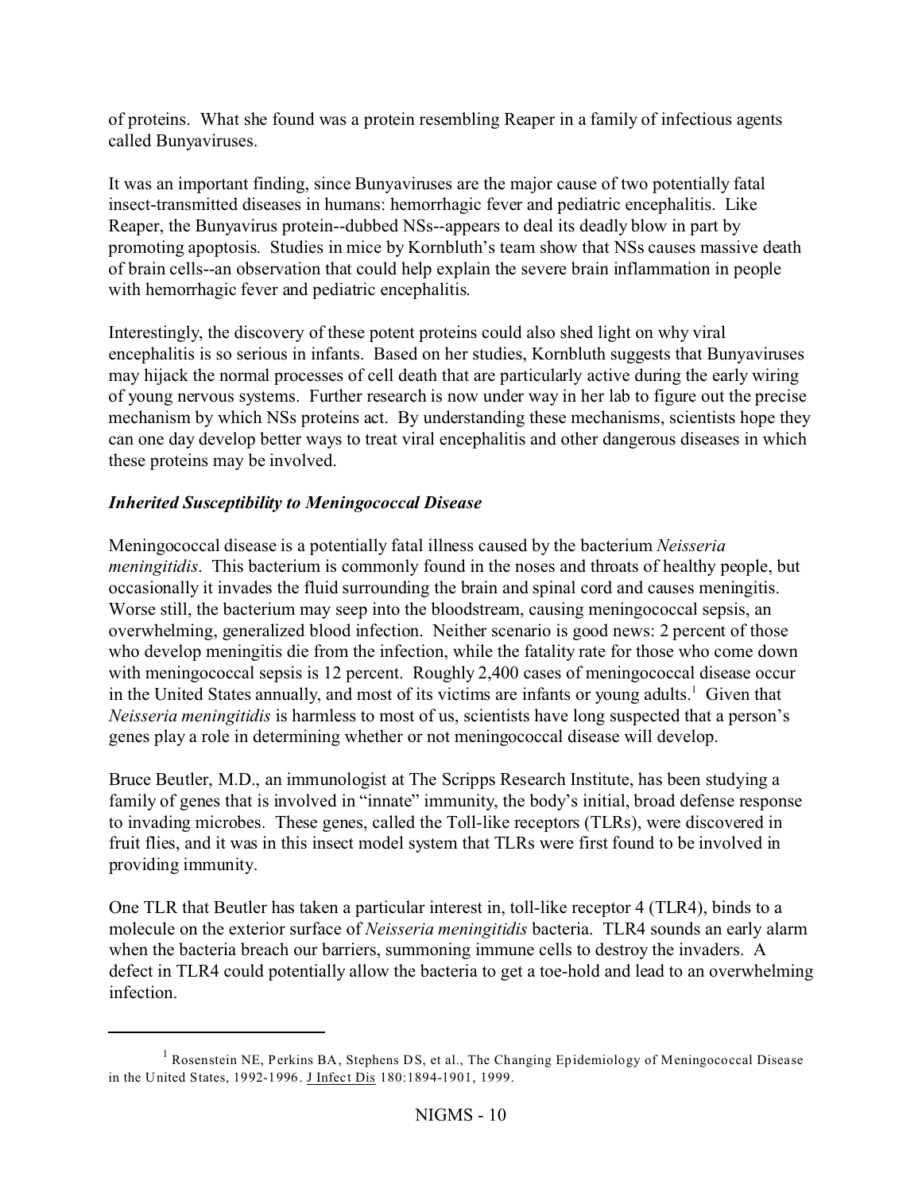of proteins. What she found was a protein resembling Reaper in a family of infectious agents called Bunyaviruses.

It was an important finding, since Bunyaviruses are the major cause of two potentially fatal insect-transmitted diseases in humans: hemorrhagic fever and pediatric encephalitis. Like Reaper, the Bunyavirus protein--dubbed NSs--appears to deal its deadly blow in part by promoting apoptosis. Studies in mice by Kornbluth's team show that NSs causes massive death of brain cells--an observation that could help explain the severe brain inflammation in people with hemorrhagic fever and pediatric encephalitis.

Interestingly, the discovery of these potent proteins could also shed light on why viral encephalitis is so serious in infants. Based on her studies, Kornbluth suggests that Bunyaviruses may hijack the normal processes of cell death that are particularly active during the early wiring of young nervous systems. Further research is now under way in her lab to figure out the precise mechanism by which NSs proteins act. By understanding these mechanisms, scientists hope they can one day develop better ways to treat viral encephalitis and other dangerous diseases in which these proteins may be involved.

***Inherited Susceptibility to Meningococcal Disease***

Meningococcal disease is a potentially fatal illness caused by the bacterium *Neisseria meningitidis*. This bacterium is commonly found in the noses and throats of healthy people, but occasionally it invades the fluid surrounding the brain and spinal cord and causes meningitis. Worse still, the bacterium may seep into the bloodstream, causing meningococcal sepsis, an overwhelming, generalized blood infection. Neither scenario is good news: 2 percent of those who develop meningitis die from the infection, while the fatality rate for those who come down with meningococcal sepsis is 12 percent. Roughly 2,400 cases of meningococcal disease occur in the United States annually, and most of its victims are infants or young adults.[1] Given that *Neisseria meningitidis* is harmless to most of us, scientists have long suspected that a person's genes play a role in determining whether or not meningococcal disease will develop.

Bruce Beutler, M.D., an immunologist at The Scripps Research Institute, has been studying a family of genes that is involved in "innate" immunity, the body's initial, broad defense response to invading microbes. These genes, called the Toll-like receptors (TLRs), were discovered in fruit flies, and it was in this insect model system that TLRs were first found to be involved in providing immunity.

One TLR that Beutler has taken a particular interest in, toll-like receptor 4 (TLR4), binds to a molecule on the exterior surface of *Neisseria meningitidis* bacteria. TLR4 sounds an early alarm when the bacteria breach our barriers, summoning immune cells to destroy the invaders. A defect in TLR4 could potentially allow the bacteria to get a toe-hold and lead to an overwhelming infection.

---

[1] Rosenstein NE, Perkins BA, Stephens DS, et al., The Changing Epidemiology of Meningococcal Disease in the United States, 1992-1996. J Infect Dis 180:1894-1901, 1999.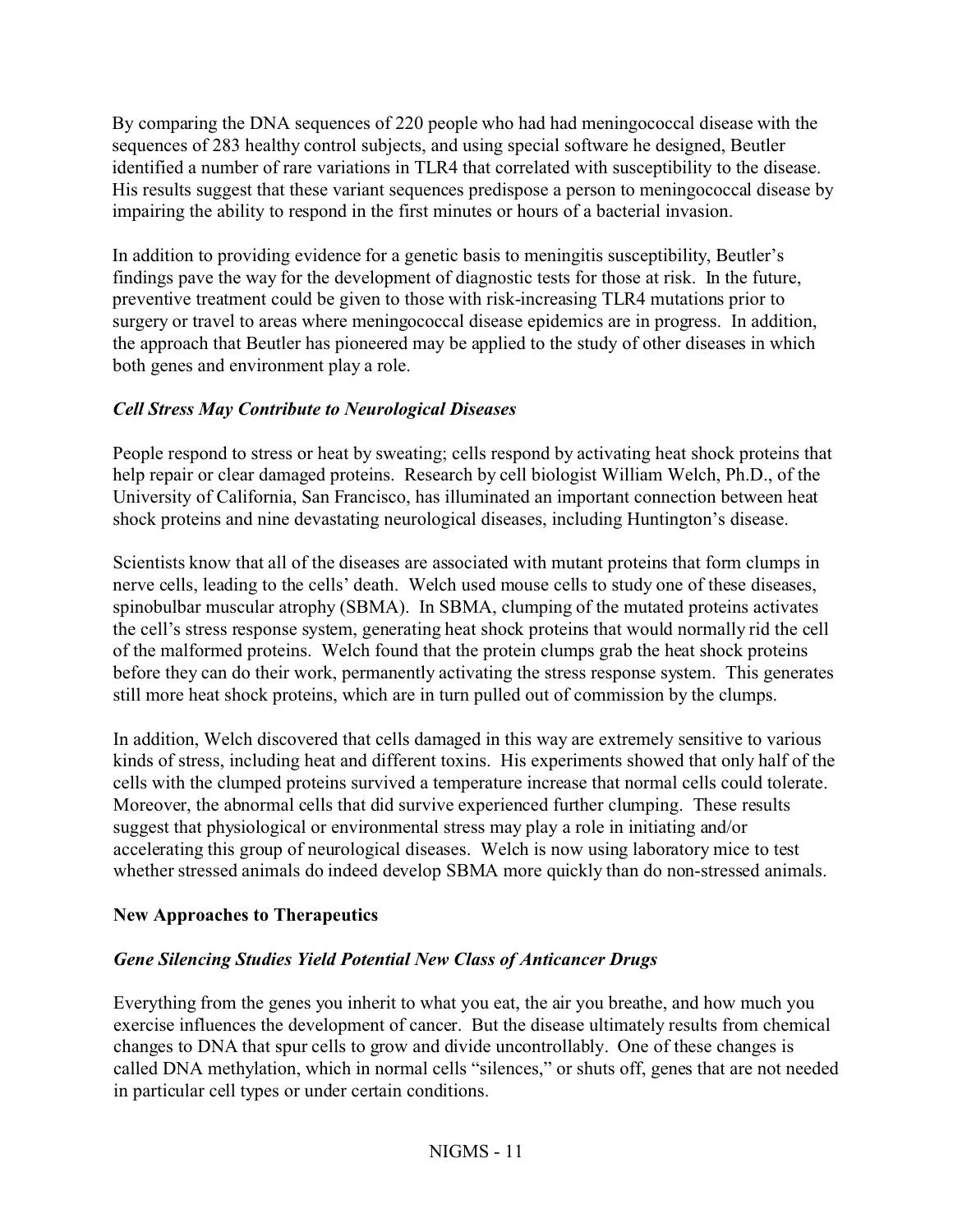By comparing the DNA sequences of 220 people who had had meningococcal disease with the sequences of 283 healthy control subjects, and using special software he designed, Beutler identified a number of rare variations in TLR4 that correlated with susceptibility to the disease. His results suggest that these variant sequences predispose a person to meningococcal disease by impairing the ability to respond in the first minutes or hours of a bacterial invasion.

In addition to providing evidence for a genetic basis to meningitis susceptibility, Beutler's findings pave the way for the development of diagnostic tests for those at risk. In the future, preventive treatment could be given to those with risk-increasing TLR4 mutations prior to surgery or travel to areas where meningococcal disease epidemics are in progress. In addition, the approach that Beutler has pioneered may be applied to the study of other diseases in which both genes and environment play a role.

### *Cell Stress May Contribute to Neurological Diseases*

People respond to stress or heat by sweating; cells respond by activating heat shock proteins that help repair or clear damaged proteins. Research by cell biologist William Welch, Ph.D., of the University of California, San Francisco, has illuminated an important connection between heat shock proteins and nine devastating neurological diseases, including Huntington's disease.

Scientists know that all of the diseases are associated with mutant proteins that form clumps in nerve cells, leading to the cells' death. Welch used mouse cells to study one of these diseases, spinobulbar muscular atrophy (SBMA). In SBMA, clumping of the mutated proteins activates the cell's stress response system, generating heat shock proteins that would normally rid the cell of the malformed proteins. Welch found that the protein clumps grab the heat shock proteins before they can do their work, permanently activating the stress response system. This generates still more heat shock proteins, which are in turn pulled out of commission by the clumps.

In addition, Welch discovered that cells damaged in this way are extremely sensitive to various kinds of stress, including heat and different toxins. His experiments showed that only half of the cells with the clumped proteins survived a temperature increase that normal cells could tolerate. Moreover, the abnormal cells that did survive experienced further clumping. These results suggest that physiological or environmental stress may play a role in initiating and/or accelerating this group of neurological diseases. Welch is now using laboratory mice to test whether stressed animals do indeed develop SBMA more quickly than do non-stressed animals.

## **New Approaches to Therapeutics**

### *Gene Silencing Studies Yield Potential New Class of Anticancer Drugs*

Everything from the genes you inherit to what you eat, the air you breathe, and how much you exercise influences the development of cancer. But the disease ultimately results from chemical changes to DNA that spur cells to grow and divide uncontrollably. One of these changes is called DNA methylation, which in normal cells "silences," or shuts off, genes that are not needed in particular cell types or under certain conditions.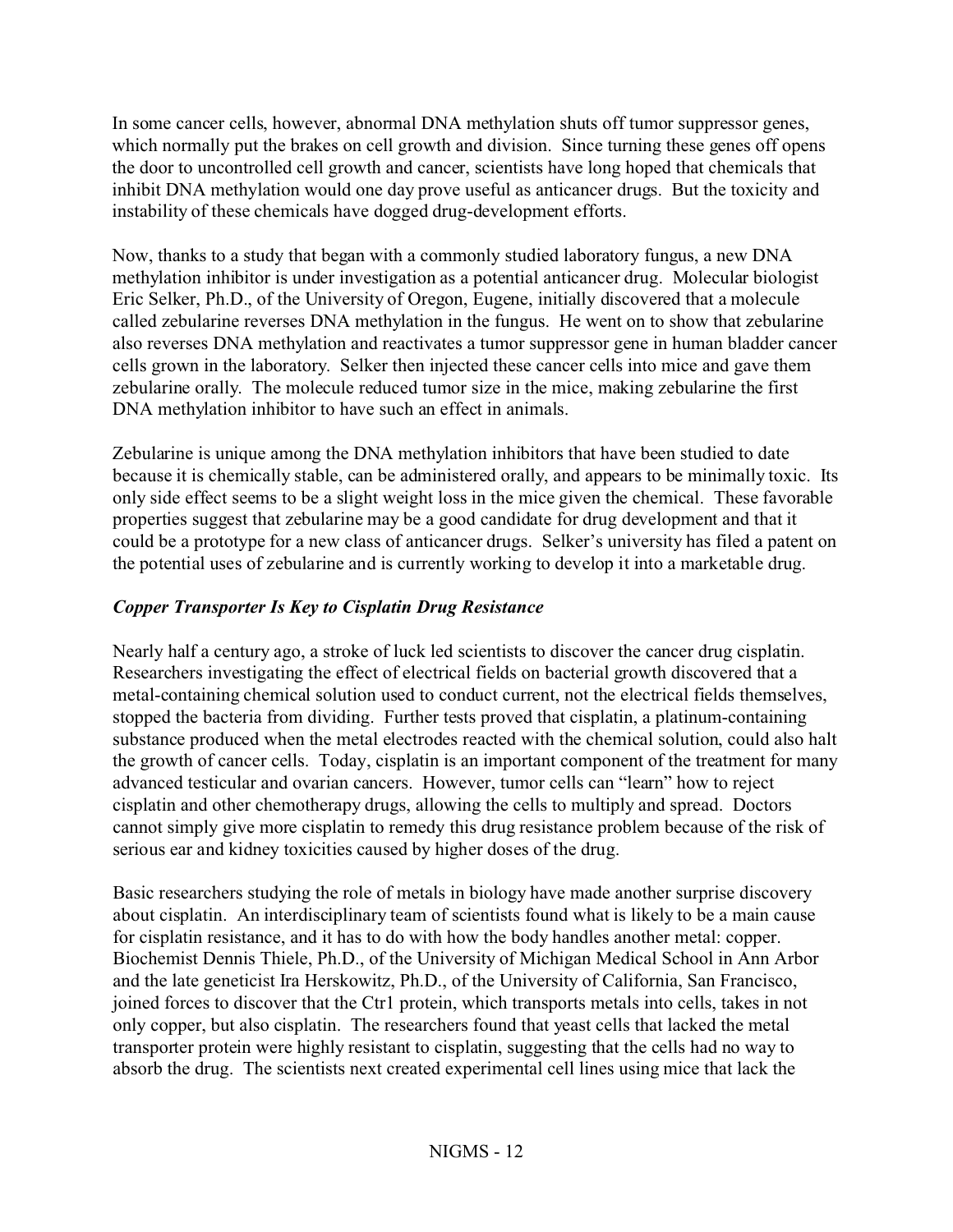In some cancer cells, however, abnormal DNA methylation shuts off tumor suppressor genes, which normally put the brakes on cell growth and division. Since turning these genes off opens the door to uncontrolled cell growth and cancer, scientists have long hoped that chemicals that inhibit DNA methylation would one day prove useful as anticancer drugs. But the toxicity and instability of these chemicals have dogged drug-development efforts.

Now, thanks to a study that began with a commonly studied laboratory fungus, a new DNA methylation inhibitor is under investigation as a potential anticancer drug. Molecular biologist Eric Selker, Ph.D., of the University of Oregon, Eugene, initially discovered that a molecule called zebularine reverses DNA methylation in the fungus. He went on to show that zebularine also reverses DNA methylation and reactivates a tumor suppressor gene in human bladder cancer cells grown in the laboratory. Selker then injected these cancer cells into mice and gave them zebularine orally. The molecule reduced tumor size in the mice, making zebularine the first DNA methylation inhibitor to have such an effect in animals.

Zebularine is unique among the DNA methylation inhibitors that have been studied to date because it is chemically stable, can be administered orally, and appears to be minimally toxic. Its only side effect seems to be a slight weight loss in the mice given the chemical. These favorable properties suggest that zebularine may be a good candidate for drug development and that it could be a prototype for a new class of anticancer drugs. Selker's university has filed a patent on the potential uses of zebularine and is currently working to develop it into a marketable drug.

### *Copper Transporter Is Key to Cisplatin Drug Resistance*

Nearly half a century ago, a stroke of luck led scientists to discover the cancer drug cisplatin. Researchers investigating the effect of electrical fields on bacterial growth discovered that a metal-containing chemical solution used to conduct current, not the electrical fields themselves, stopped the bacteria from dividing. Further tests proved that cisplatin, a platinum-containing substance produced when the metal electrodes reacted with the chemical solution, could also halt the growth of cancer cells. Today, cisplatin is an important component of the treatment for many advanced testicular and ovarian cancers. However, tumor cells can "learn" how to reject cisplatin and other chemotherapy drugs, allowing the cells to multiply and spread. Doctors cannot simply give more cisplatin to remedy this drug resistance problem because of the risk of serious ear and kidney toxicities caused by higher doses of the drug.

Basic researchers studying the role of metals in biology have made another surprise discovery about cisplatin. An interdisciplinary team of scientists found what is likely to be a main cause for cisplatin resistance, and it has to do with how the body handles another metal: copper. Biochemist Dennis Thiele, Ph.D., of the University of Michigan Medical School in Ann Arbor and the late geneticist Ira Herskowitz, Ph.D., of the University of California, San Francisco, joined forces to discover that the Ctr1 protein, which transports metals into cells, takes in not only copper, but also cisplatin. The researchers found that yeast cells that lacked the metal transporter protein were highly resistant to cisplatin, suggesting that the cells had no way to absorb the drug. The scientists next created experimental cell lines using mice that lack the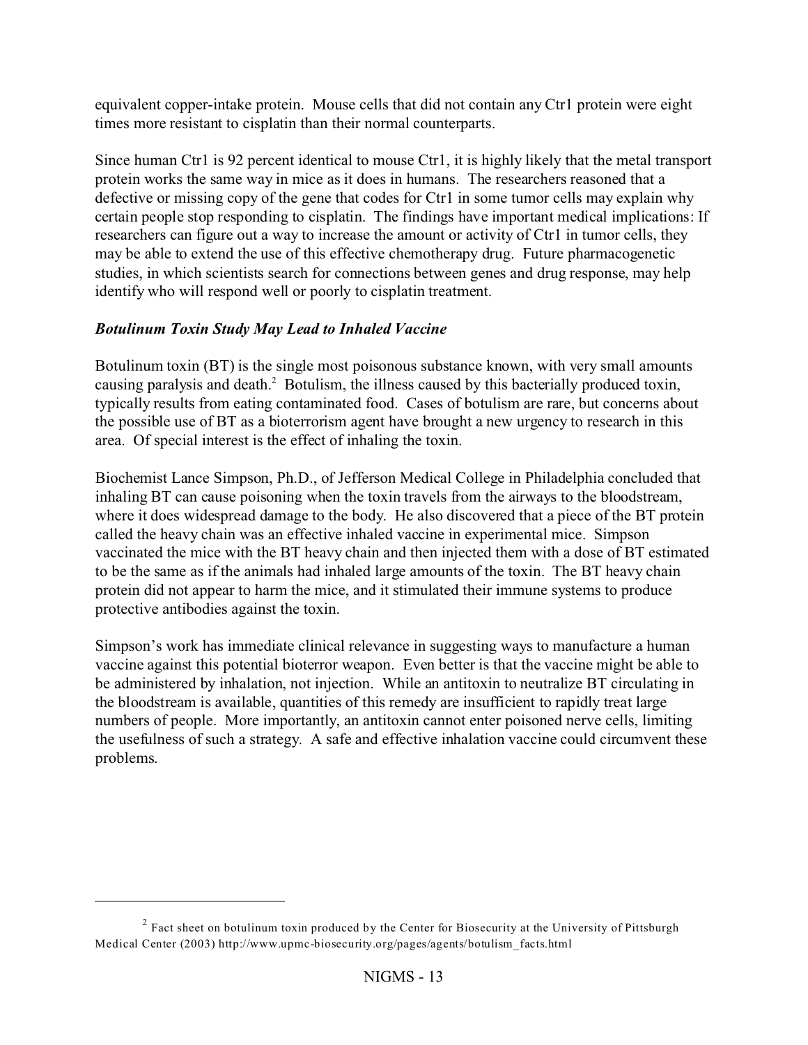equivalent copper-intake protein. Mouse cells that did not contain any Ctr1 protein were eight times more resistant to cisplatin than their normal counterparts.

Since human Ctr1 is 92 percent identical to mouse Ctr1, it is highly likely that the metal transport protein works the same way in mice as it does in humans. The researchers reasoned that a defective or missing copy of the gene that codes for Ctr1 in some tumor cells may explain why certain people stop responding to cisplatin. The findings have important medical implications: If researchers can figure out a way to increase the amount or activity of Ctr1 in tumor cells, they may be able to extend the use of this effective chemotherapy drug. Future pharmacogenetic studies, in which scientists search for connections between genes and drug response, may help identify who will respond well or poorly to cisplatin treatment.

***Botulinum Toxin Study May Lead to Inhaled Vaccine***

Botulinum toxin (BT) is the single most poisonous substance known, with very small amounts causing paralysis and death.[2] Botulism, the illness caused by this bacterially produced toxin, typically results from eating contaminated food. Cases of botulism are rare, but concerns about the possible use of BT as a bioterrorism agent have brought a new urgency to research in this area. Of special interest is the effect of inhaling the toxin.

Biochemist Lance Simpson, Ph.D., of Jefferson Medical College in Philadelphia concluded that inhaling BT can cause poisoning when the toxin travels from the airways to the bloodstream, where it does widespread damage to the body. He also discovered that a piece of the BT protein called the heavy chain was an effective inhaled vaccine in experimental mice. Simpson vaccinated the mice with the BT heavy chain and then injected them with a dose of BT estimated to be the same as if the animals had inhaled large amounts of the toxin. The BT heavy chain protein did not appear to harm the mice, and it stimulated their immune systems to produce protective antibodies against the toxin.

Simpson's work has immediate clinical relevance in suggesting ways to manufacture a human vaccine against this potential bioterror weapon. Even better is that the vaccine might be able to be administered by inhalation, not injection. While an antitoxin to neutralize BT circulating in the bloodstream is available, quantities of this remedy are insufficient to rapidly treat large numbers of people. More importantly, an antitoxin cannot enter poisoned nerve cells, limiting the usefulness of such a strategy. A safe and effective inhalation vaccine could circumvent these problems.

---

[2] Fact sheet on botulinum toxin produced by the Center for Biosecurity at the University of Pittsburgh Medical Center (2003) http://www.upmc-biosecurity.org/pages/agents/botulism_facts.html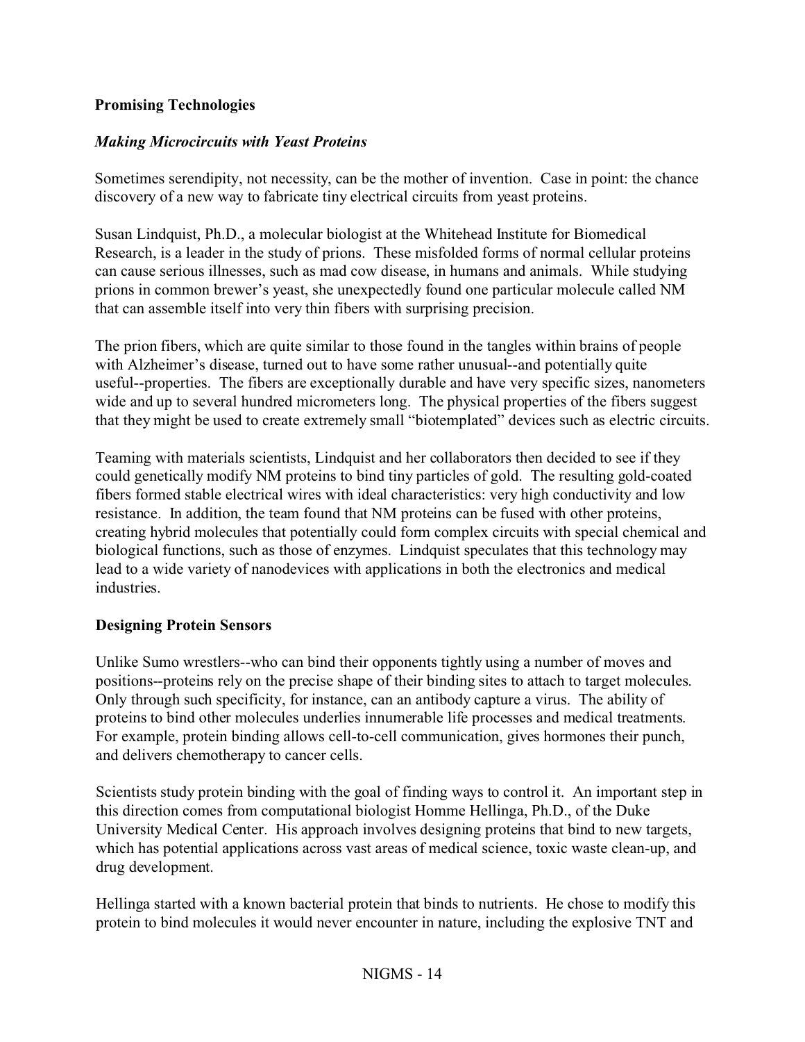## Promising Technologies

### *Making Microcircuits with Yeast Proteins*

Sometimes serendipity, not necessity, can be the mother of invention. Case in point: the chance discovery of a new way to fabricate tiny electrical circuits from yeast proteins.

Susan Lindquist, Ph.D., a molecular biologist at the Whitehead Institute for Biomedical Research, is a leader in the study of prions. These misfolded forms of normal cellular proteins can cause serious illnesses, such as mad cow disease, in humans and animals. While studying prions in common brewer's yeast, she unexpectedly found one particular molecule called NM that can assemble itself into very thin fibers with surprising precision.

The prion fibers, which are quite similar to those found in the tangles within brains of people with Alzheimer's disease, turned out to have some rather unusual--and potentially quite useful--properties. The fibers are exceptionally durable and have very specific sizes, nanometers wide and up to several hundred micrometers long. The physical properties of the fibers suggest that they might be used to create extremely small "biotemplated" devices such as electric circuits.

Teaming with materials scientists, Lindquist and her collaborators then decided to see if they could genetically modify NM proteins to bind tiny particles of gold. The resulting gold-coated fibers formed stable electrical wires with ideal characteristics: very high conductivity and low resistance. In addition, the team found that NM proteins can be fused with other proteins, creating hybrid molecules that potentially could form complex circuits with special chemical and biological functions, such as those of enzymes. Lindquist speculates that this technology may lead to a wide variety of nanodevices with applications in both the electronics and medical industries.

### Designing Protein Sensors

Unlike Sumo wrestlers--who can bind their opponents tightly using a number of moves and positions--proteins rely on the precise shape of their binding sites to attach to target molecules. Only through such specificity, for instance, can an antibody capture a virus. The ability of proteins to bind other molecules underlies innumerable life processes and medical treatments. For example, protein binding allows cell-to-cell communication, gives hormones their punch, and delivers chemotherapy to cancer cells.

Scientists study protein binding with the goal of finding ways to control it. An important step in this direction comes from computational biologist Homme Hellinga, Ph.D., of the Duke University Medical Center. His approach involves designing proteins that bind to new targets, which has potential applications across vast areas of medical science, toxic waste clean-up, and drug development.

Hellinga started with a known bacterial protein that binds to nutrients. He chose to modify this protein to bind molecules it would never encounter in nature, including the explosive TNT and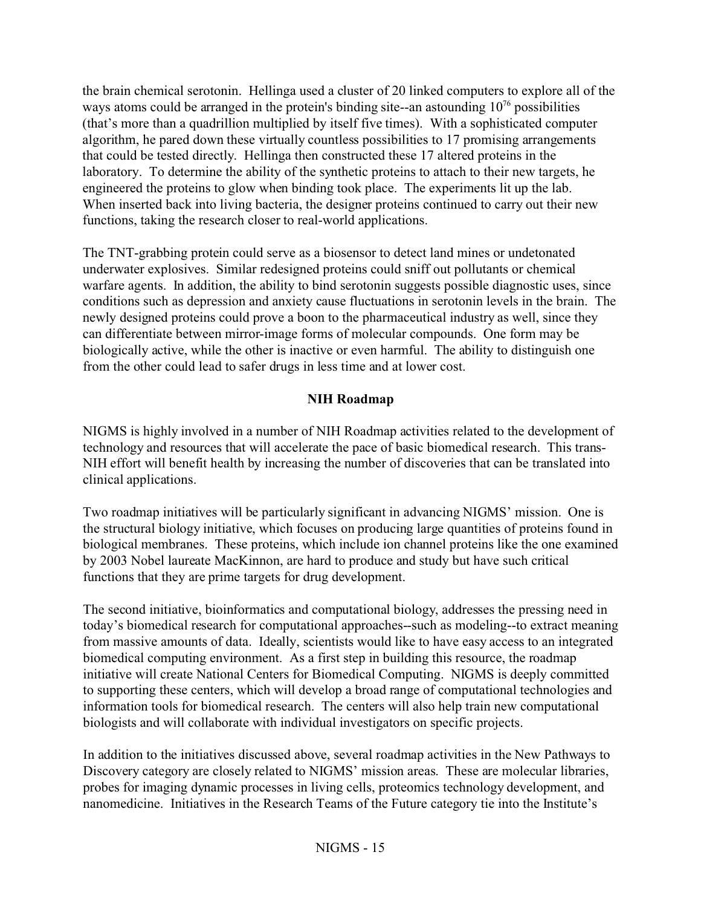the brain chemical serotonin. Hellinga used a cluster of 20 linked computers to explore all of the ways atoms could be arranged in the protein's binding site--an astounding $10^{76}$ possibilities (that's more than a quadrillion multiplied by itself five times). With a sophisticated computer algorithm, he pared down these virtually countless possibilities to 17 promising arrangements that could be tested directly. Hellinga then constructed these 17 altered proteins in the laboratory. To determine the ability of the synthetic proteins to attach to their new targets, he engineered the proteins to glow when binding took place. The experiments lit up the lab. When inserted back into living bacteria, the designer proteins continued to carry out their new functions, taking the research closer to real-world applications.

The TNT-grabbing protein could serve as a biosensor to detect land mines or undetonated underwater explosives. Similar redesigned proteins could sniff out pollutants or chemical warfare agents. In addition, the ability to bind serotonin suggests possible diagnostic uses, since conditions such as depression and anxiety cause fluctuations in serotonin levels in the brain. The newly designed proteins could prove a boon to the pharmaceutical industry as well, since they can differentiate between mirror-image forms of molecular compounds. One form may be biologically active, while the other is inactive or even harmful. The ability to distinguish one from the other could lead to safer drugs in less time and at lower cost.

## NIH Roadmap

NIGMS is highly involved in a number of NIH Roadmap activities related to the development of technology and resources that will accelerate the pace of basic biomedical research. This trans-NIH effort will benefit health by increasing the number of discoveries that can be translated into clinical applications.

Two roadmap initiatives will be particularly significant in advancing NIGMS' mission. One is the structural biology initiative, which focuses on producing large quantities of proteins found in biological membranes. These proteins, which include ion channel proteins like the one examined by 2003 Nobel laureate MacKinnon, are hard to produce and study but have such critical functions that they are prime targets for drug development.

The second initiative, bioinformatics and computational biology, addresses the pressing need in today's biomedical research for computational approaches--such as modeling--to extract meaning from massive amounts of data. Ideally, scientists would like to have easy access to an integrated biomedical computing environment. As a first step in building this resource, the roadmap initiative will create National Centers for Biomedical Computing. NIGMS is deeply committed to supporting these centers, which will develop a broad range of computational technologies and information tools for biomedical research. The centers will also help train new computational biologists and will collaborate with individual investigators on specific projects.

In addition to the initiatives discussed above, several roadmap activities in the New Pathways to Discovery category are closely related to NIGMS' mission areas. These are molecular libraries, probes for imaging dynamic processes in living cells, proteomics technology development, and nanomedicine. Initiatives in the Research Teams of the Future category tie into the Institute's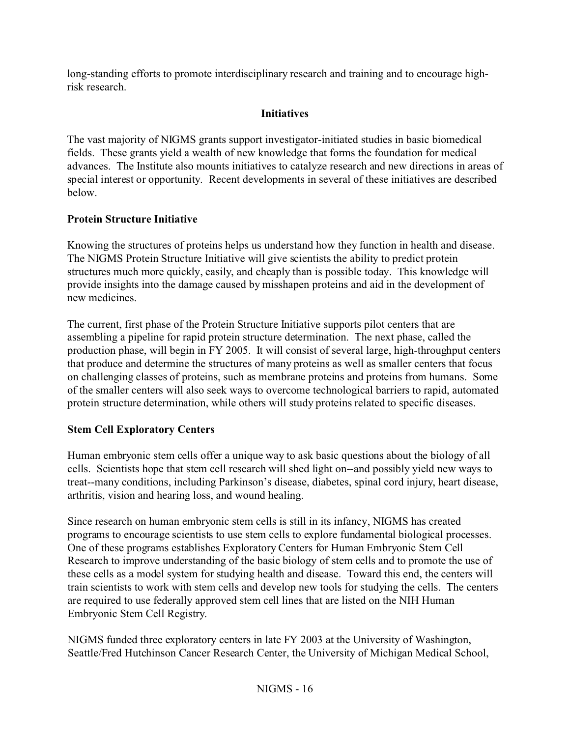long-standing efforts to promote interdisciplinary research and training and to encourage high-risk research.

## Initiatives

The vast majority of NIGMS grants support investigator-initiated studies in basic biomedical fields. These grants yield a wealth of new knowledge that forms the foundation for medical advances. The Institute also mounts initiatives to catalyze research and new directions in areas of special interest or opportunity. Recent developments in several of these initiatives are described below.

### Protein Structure Initiative

Knowing the structures of proteins helps us understand how they function in health and disease. The NIGMS Protein Structure Initiative will give scientists the ability to predict protein structures much more quickly, easily, and cheaply than is possible today. This knowledge will provide insights into the damage caused by misshapen proteins and aid in the development of new medicines.

The current, first phase of the Protein Structure Initiative supports pilot centers that are assembling a pipeline for rapid protein structure determination. The next phase, called the production phase, will begin in FY 2005. It will consist of several large, high-throughput centers that produce and determine the structures of many proteins as well as smaller centers that focus on challenging classes of proteins, such as membrane proteins and proteins from humans. Some of the smaller centers will also seek ways to overcome technological barriers to rapid, automated protein structure determination, while others will study proteins related to specific diseases.

### Stem Cell Exploratory Centers

Human embryonic stem cells offer a unique way to ask basic questions about the biology of all cells. Scientists hope that stem cell research will shed light on--and possibly yield new ways to treat--many conditions, including Parkinson's disease, diabetes, spinal cord injury, heart disease, arthritis, vision and hearing loss, and wound healing.

Since research on human embryonic stem cells is still in its infancy, NIGMS has created programs to encourage scientists to use stem cells to explore fundamental biological processes. One of these programs establishes Exploratory Centers for Human Embryonic Stem Cell Research to improve understanding of the basic biology of stem cells and to promote the use of these cells as a model system for studying health and disease. Toward this end, the centers will train scientists to work with stem cells and develop new tools for studying the cells. The centers are required to use federally approved stem cell lines that are listed on the NIH Human Embryonic Stem Cell Registry.

NIGMS funded three exploratory centers in late FY 2003 at the University of Washington, Seattle/Fred Hutchinson Cancer Research Center, the University of Michigan Medical School,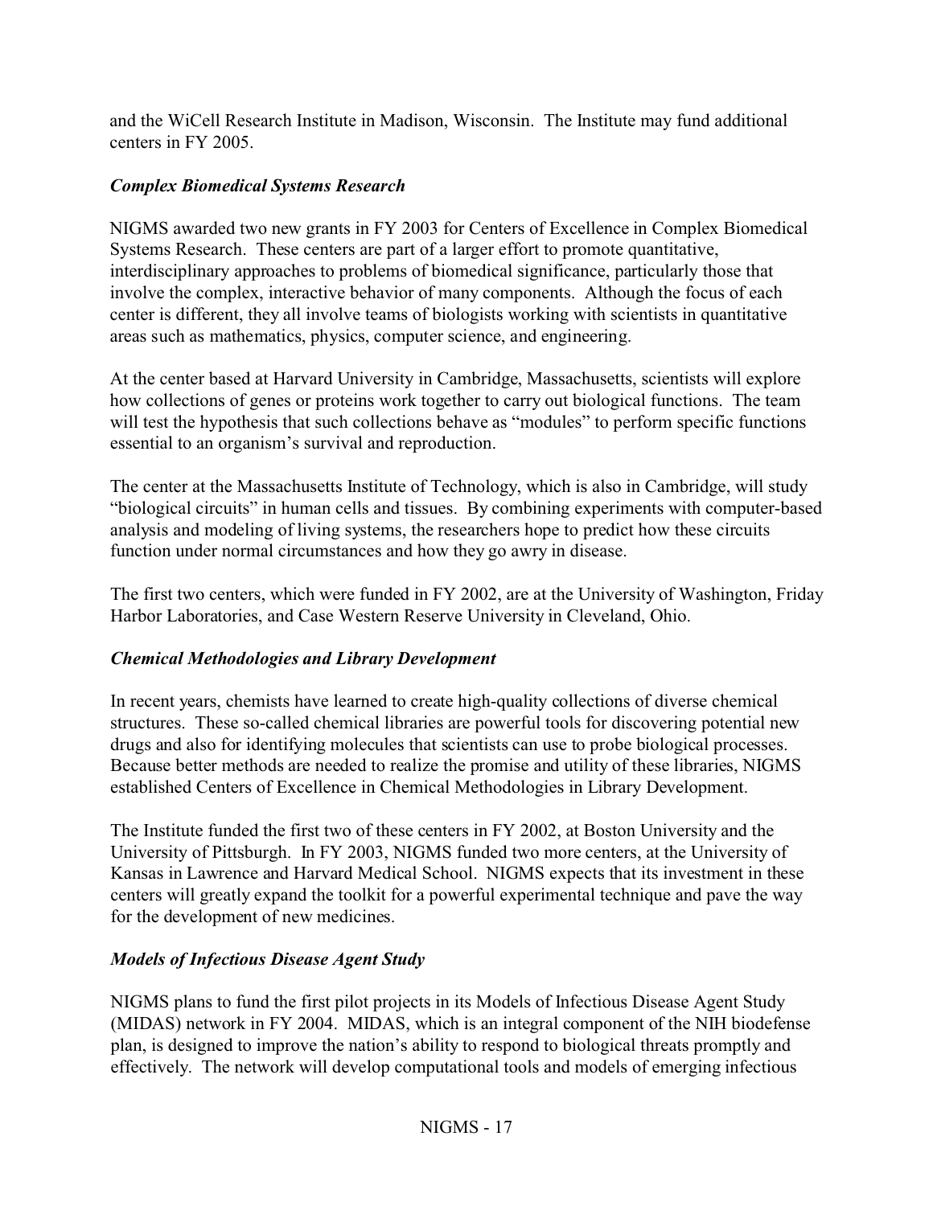and the WiCell Research Institute in Madison, Wisconsin. The Institute may fund additional centers in FY 2005.

### *Complex Biomedical Systems Research*

NIGMS awarded two new grants in FY 2003 for Centers of Excellence in Complex Biomedical Systems Research. These centers are part of a larger effort to promote quantitative, interdisciplinary approaches to problems of biomedical significance, particularly those that involve the complex, interactive behavior of many components. Although the focus of each center is different, they all involve teams of biologists working with scientists in quantitative areas such as mathematics, physics, computer science, and engineering.

At the center based at Harvard University in Cambridge, Massachusetts, scientists will explore how collections of genes or proteins work together to carry out biological functions. The team will test the hypothesis that such collections behave as "modules" to perform specific functions essential to an organism's survival and reproduction.

The center at the Massachusetts Institute of Technology, which is also in Cambridge, will study "biological circuits" in human cells and tissues. By combining experiments with computer-based analysis and modeling of living systems, the researchers hope to predict how these circuits function under normal circumstances and how they go awry in disease.

The first two centers, which were funded in FY 2002, are at the University of Washington, Friday Harbor Laboratories, and Case Western Reserve University in Cleveland, Ohio.

### *Chemical Methodologies and Library Development*

In recent years, chemists have learned to create high-quality collections of diverse chemical structures. These so-called chemical libraries are powerful tools for discovering potential new drugs and also for identifying molecules that scientists can use to probe biological processes. Because better methods are needed to realize the promise and utility of these libraries, NIGMS established Centers of Excellence in Chemical Methodologies in Library Development.

The Institute funded the first two of these centers in FY 2002, at Boston University and the University of Pittsburgh. In FY 2003, NIGMS funded two more centers, at the University of Kansas in Lawrence and Harvard Medical School. NIGMS expects that its investment in these centers will greatly expand the toolkit for a powerful experimental technique and pave the way for the development of new medicines.

### *Models of Infectious Disease Agent Study*

NIGMS plans to fund the first pilot projects in its Models of Infectious Disease Agent Study (MIDAS) network in FY 2004. MIDAS, which is an integral component of the NIH biodefense plan, is designed to improve the nation's ability to respond to biological threats promptly and effectively. The network will develop computational tools and models of emerging infectious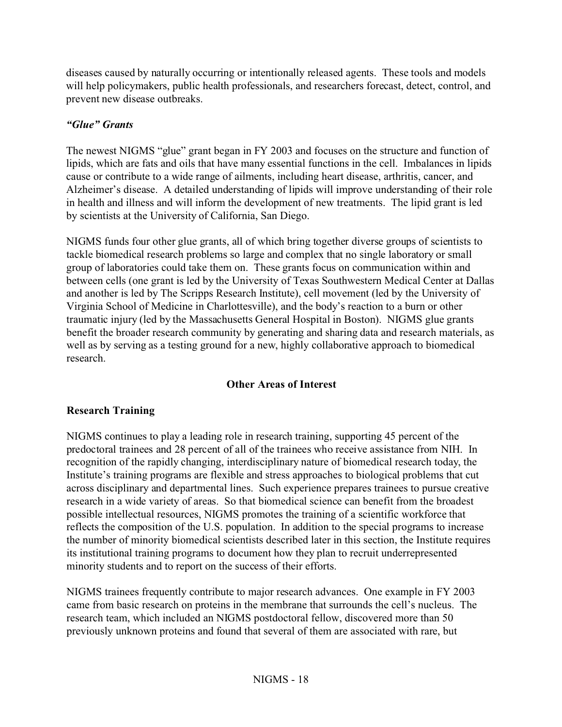diseases caused by naturally occurring or intentionally released agents. These tools and models will help policymakers, public health professionals, and researchers forecast, detect, control, and prevent new disease outbreaks.

***"Glue" Grants***

The newest NIGMS "glue" grant began in FY 2003 and focuses on the structure and function of lipids, which are fats and oils that have many essential functions in the cell. Imbalances in lipids cause or contribute to a wide range of ailments, including heart disease, arthritis, cancer, and Alzheimer's disease. A detailed understanding of lipids will improve understanding of their role in health and illness and will inform the development of new treatments. The lipid grant is led by scientists at the University of California, San Diego.

NIGMS funds four other glue grants, all of which bring together diverse groups of scientists to tackle biomedical research problems so large and complex that no single laboratory or small group of laboratories could take them on. These grants focus on communication within and between cells (one grant is led by the University of Texas Southwestern Medical Center at Dallas and another is led by The Scripps Research Institute), cell movement (led by the University of Virginia School of Medicine in Charlottesville), and the body's reaction to a burn or other traumatic injury (led by the Massachusetts General Hospital in Boston). NIGMS glue grants benefit the broader research community by generating and sharing data and research materials, as well as by serving as a testing ground for a new, highly collaborative approach to biomedical research.

## Other Areas of Interest

### Research Training

NIGMS continues to play a leading role in research training, supporting 45 percent of the predoctoral trainees and 28 percent of all of the trainees who receive assistance from NIH. In recognition of the rapidly changing, interdisciplinary nature of biomedical research today, the Institute's training programs are flexible and stress approaches to biological problems that cut across disciplinary and departmental lines. Such experience prepares trainees to pursue creative research in a wide variety of areas. So that biomedical science can benefit from the broadest possible intellectual resources, NIGMS promotes the training of a scientific workforce that reflects the composition of the U.S. population. In addition to the special programs to increase the number of minority biomedical scientists described later in this section, the Institute requires its institutional training programs to document how they plan to recruit underrepresented minority students and to report on the success of their efforts.

NIGMS trainees frequently contribute to major research advances. One example in FY 2003 came from basic research on proteins in the membrane that surrounds the cell's nucleus. The research team, which included an NIGMS postdoctoral fellow, discovered more than 50 previously unknown proteins and found that several of them are associated with rare, but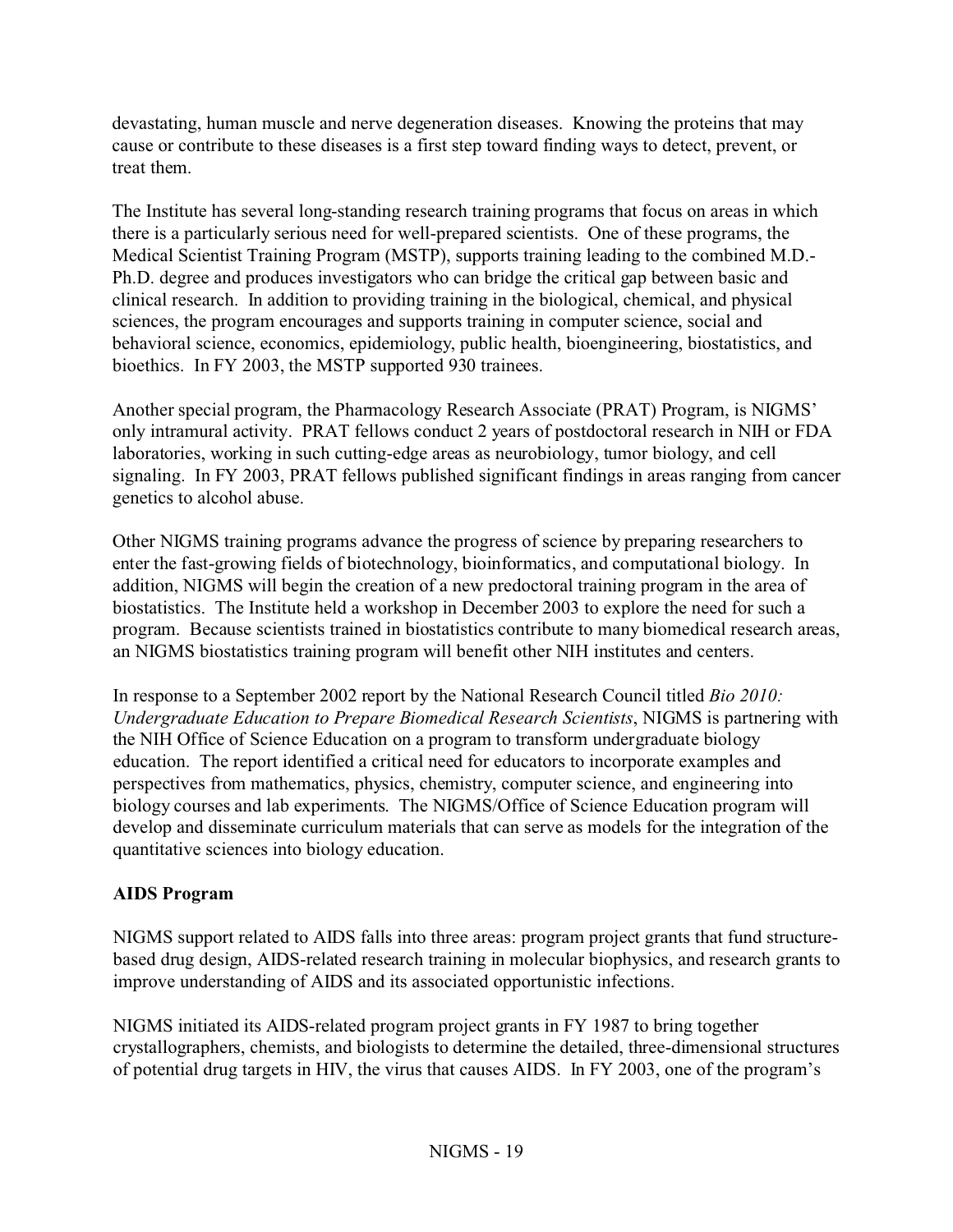devastating, human muscle and nerve degeneration diseases. Knowing the proteins that may cause or contribute to these diseases is a first step toward finding ways to detect, prevent, or treat them.

The Institute has several long-standing research training programs that focus on areas in which there is a particularly serious need for well-prepared scientists. One of these programs, the Medical Scientist Training Program (MSTP), supports training leading to the combined M.D.-Ph.D. degree and produces investigators who can bridge the critical gap between basic and clinical research. In addition to providing training in the biological, chemical, and physical sciences, the program encourages and supports training in computer science, social and behavioral science, economics, epidemiology, public health, bioengineering, biostatistics, and bioethics. In FY 2003, the MSTP supported 930 trainees.

Another special program, the Pharmacology Research Associate (PRAT) Program, is NIGMS' only intramural activity. PRAT fellows conduct 2 years of postdoctoral research in NIH or FDA laboratories, working in such cutting-edge areas as neurobiology, tumor biology, and cell signaling. In FY 2003, PRAT fellows published significant findings in areas ranging from cancer genetics to alcohol abuse.

Other NIGMS training programs advance the progress of science by preparing researchers to enter the fast-growing fields of biotechnology, bioinformatics, and computational biology. In addition, NIGMS will begin the creation of a new predoctoral training program in the area of biostatistics. The Institute held a workshop in December 2003 to explore the need for such a program. Because scientists trained in biostatistics contribute to many biomedical research areas, an NIGMS biostatistics training program will benefit other NIH institutes and centers.

In response to a September 2002 report by the National Research Council titled *Bio 2010: Undergraduate Education to Prepare Biomedical Research Scientists*, NIGMS is partnering with the NIH Office of Science Education on a program to transform undergraduate biology education. The report identified a critical need for educators to incorporate examples and perspectives from mathematics, physics, chemistry, computer science, and engineering into biology courses and lab experiments. The NIGMS/Office of Science Education program will develop and disseminate curriculum materials that can serve as models for the integration of the quantitative sciences into biology education.

**AIDS Program**

NIGMS support related to AIDS falls into three areas: program project grants that fund structure-based drug design, AIDS-related research training in molecular biophysics, and research grants to improve understanding of AIDS and its associated opportunistic infections.

NIGMS initiated its AIDS-related program project grants in FY 1987 to bring together crystallographers, chemists, and biologists to determine the detailed, three-dimensional structures of potential drug targets in HIV, the virus that causes AIDS. In FY 2003, one of the program's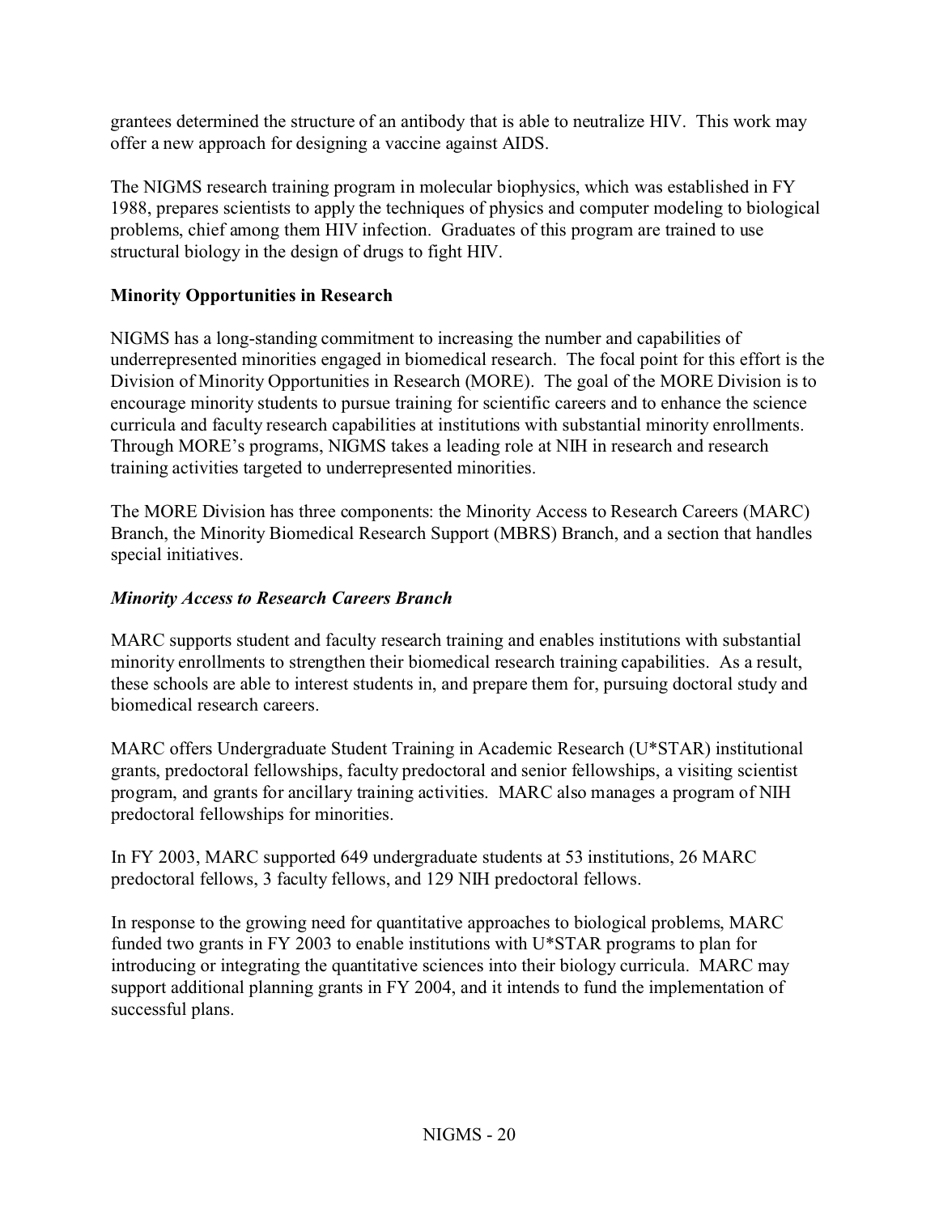grantees determined the structure of an antibody that is able to neutralize HIV. This work may offer a new approach for designing a vaccine against AIDS.

The NIGMS research training program in molecular biophysics, which was established in FY 1988, prepares scientists to apply the techniques of physics and computer modeling to biological problems, chief among them HIV infection. Graduates of this program are trained to use structural biology in the design of drugs to fight HIV.

**Minority Opportunities in Research**

NIGMS has a long-standing commitment to increasing the number and capabilities of underrepresented minorities engaged in biomedical research. The focal point for this effort is the Division of Minority Opportunities in Research (MORE). The goal of the MORE Division is to encourage minority students to pursue training for scientific careers and to enhance the science curricula and faculty research capabilities at institutions with substantial minority enrollments. Through MORE's programs, NIGMS takes a leading role at NIH in research and research training activities targeted to underrepresented minorities.

The MORE Division has three components: the Minority Access to Research Careers (MARC) Branch, the Minority Biomedical Research Support (MBRS) Branch, and a section that handles special initiatives.

***Minority Access to Research Careers Branch***

MARC supports student and faculty research training and enables institutions with substantial minority enrollments to strengthen their biomedical research training capabilities. As a result, these schools are able to interest students in, and prepare them for, pursuing doctoral study and biomedical research careers.

MARC offers Undergraduate Student Training in Academic Research (U*STAR) institutional grants, predoctoral fellowships, faculty predoctoral and senior fellowships, a visiting scientist program, and grants for ancillary training activities. MARC also manages a program of NIH predoctoral fellowships for minorities.

In FY 2003, MARC supported 649 undergraduate students at 53 institutions, 26 MARC predoctoral fellows, 3 faculty fellows, and 129 NIH predoctoral fellows.

In response to the growing need for quantitative approaches to biological problems, MARC funded two grants in FY 2003 to enable institutions with U*STAR programs to plan for introducing or integrating the quantitative sciences into their biology curricula. MARC may support additional planning grants in FY 2004, and it intends to fund the implementation of successful plans.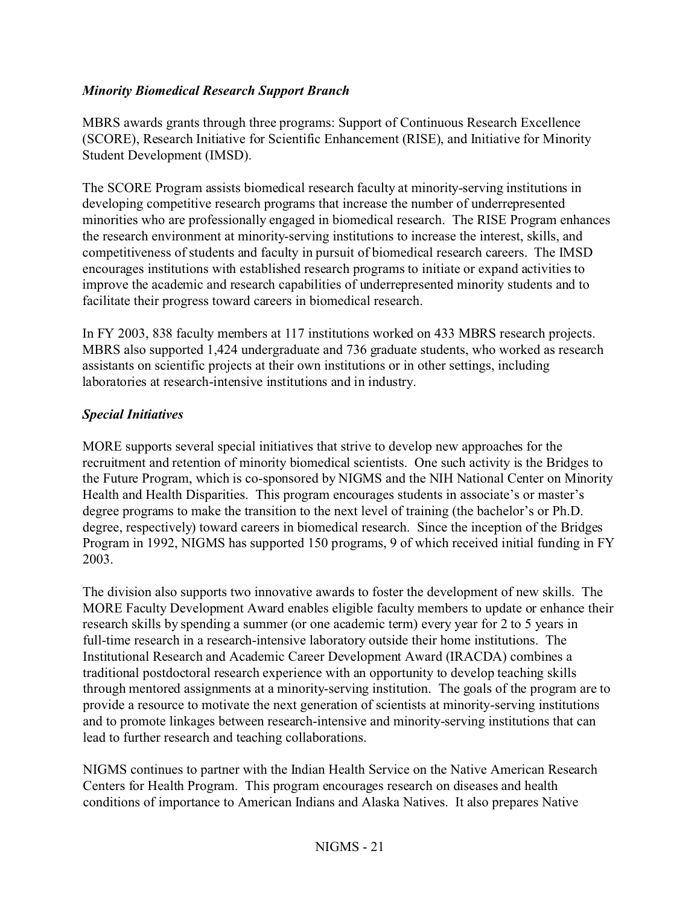*Minority Biomedical Research Support Branch*

MBRS awards grants through three programs: Support of Continuous Research Excellence (SCORE), Research Initiative for Scientific Enhancement (RISE), and Initiative for Minority Student Development (IMSD).

The SCORE Program assists biomedical research faculty at minority-serving institutions in developing competitive research programs that increase the number of underrepresented minorities who are professionally engaged in biomedical research. The RISE Program enhances the research environment at minority-serving institutions to increase the interest, skills, and competitiveness of students and faculty in pursuit of biomedical research careers. The IMSD encourages institutions with established research programs to initiate or expand activities to improve the academic and research capabilities of underrepresented minority students and to facilitate their progress toward careers in biomedical research.

In FY 2003, 838 faculty members at 117 institutions worked on 433 MBRS research projects. MBRS also supported 1,424 undergraduate and 736 graduate students, who worked as research assistants on scientific projects at their own institutions or in other settings, including laboratories at research-intensive institutions and in industry.

*Special Initiatives*

MORE supports several special initiatives that strive to develop new approaches for the recruitment and retention of minority biomedical scientists. One such activity is the Bridges to the Future Program, which is co-sponsored by NIGMS and the NIH National Center on Minority Health and Health Disparities. This program encourages students in associate's or master's degree programs to make the transition to the next level of training (the bachelor's or Ph.D. degree, respectively) toward careers in biomedical research. Since the inception of the Bridges Program in 1992, NIGMS has supported 150 programs, 9 of which received initial funding in FY 2003.

The division also supports two innovative awards to foster the development of new skills. The MORE Faculty Development Award enables eligible faculty members to update or enhance their research skills by spending a summer (or one academic term) every year for 2 to 5 years in full-time research in a research-intensive laboratory outside their home institutions. The Institutional Research and Academic Career Development Award (IRACDA) combines a traditional postdoctoral research experience with an opportunity to develop teaching skills through mentored assignments at a minority-serving institution. The goals of the program are to provide a resource to motivate the next generation of scientists at minority-serving institutions and to promote linkages between research-intensive and minority-serving institutions that can lead to further research and teaching collaborations.

NIGMS continues to partner with the Indian Health Service on the Native American Research Centers for Health Program. This program encourages research on diseases and health conditions of importance to American Indians and Alaska Natives. It also prepares Native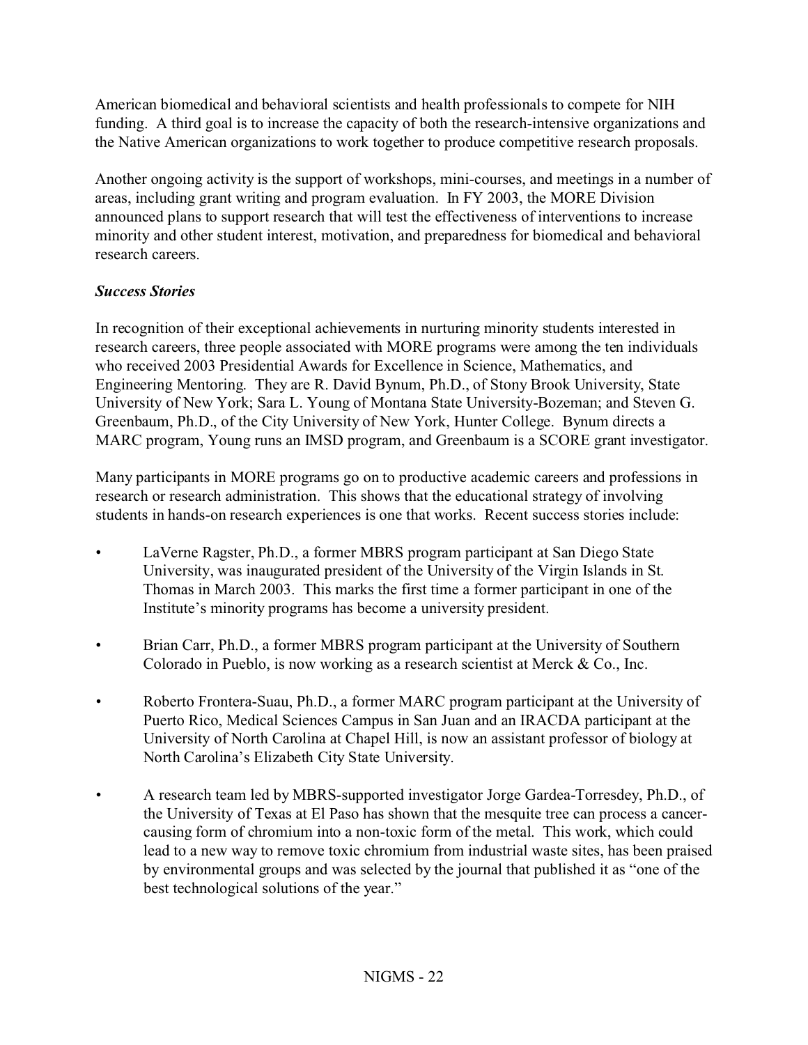American biomedical and behavioral scientists and health professionals to compete for NIH funding. A third goal is to increase the capacity of both the research-intensive organizations and the Native American organizations to work together to produce competitive research proposals.

Another ongoing activity is the support of workshops, mini-courses, and meetings in a number of areas, including grant writing and program evaluation. In FY 2003, the MORE Division announced plans to support research that will test the effectiveness of interventions to increase minority and other student interest, motivation, and preparedness for biomedical and behavioral research careers.

***Success Stories***

In recognition of their exceptional achievements in nurturing minority students interested in research careers, three people associated with MORE programs were among the ten individuals who received 2003 Presidential Awards for Excellence in Science, Mathematics, and Engineering Mentoring. They are R. David Bynum, Ph.D., of Stony Brook University, State University of New York; Sara L. Young of Montana State University-Bozeman; and Steven G. Greenbaum, Ph.D., of the City University of New York, Hunter College. Bynum directs a MARC program, Young runs an IMSD program, and Greenbaum is a SCORE grant investigator.

Many participants in MORE programs go on to productive academic careers and professions in research or research administration. This shows that the educational strategy of involving students in hands-on research experiences is one that works. Recent success stories include:

- LaVerne Ragster, Ph.D., a former MBRS program participant at San Diego State University, was inaugurated president of the University of the Virgin Islands in St. Thomas in March 2003. This marks the first time a former participant in one of the Institute's minority programs has become a university president.

- Brian Carr, Ph.D., a former MBRS program participant at the University of Southern Colorado in Pueblo, is now working as a research scientist at Merck & Co., Inc.

- Roberto Frontera-Suau, Ph.D., a former MARC program participant at the University of Puerto Rico, Medical Sciences Campus in San Juan and an IRACDA participant at the University of North Carolina at Chapel Hill, is now an assistant professor of biology at North Carolina's Elizabeth City State University.

- A research team led by MBRS-supported investigator Jorge Gardea-Torresdey, Ph.D., of the University of Texas at El Paso has shown that the mesquite tree can process a cancer-causing form of chromium into a non-toxic form of the metal. This work, which could lead to a new way to remove toxic chromium from industrial waste sites, has been praised by environmental groups and was selected by the journal that published it as "one of the best technological solutions of the year."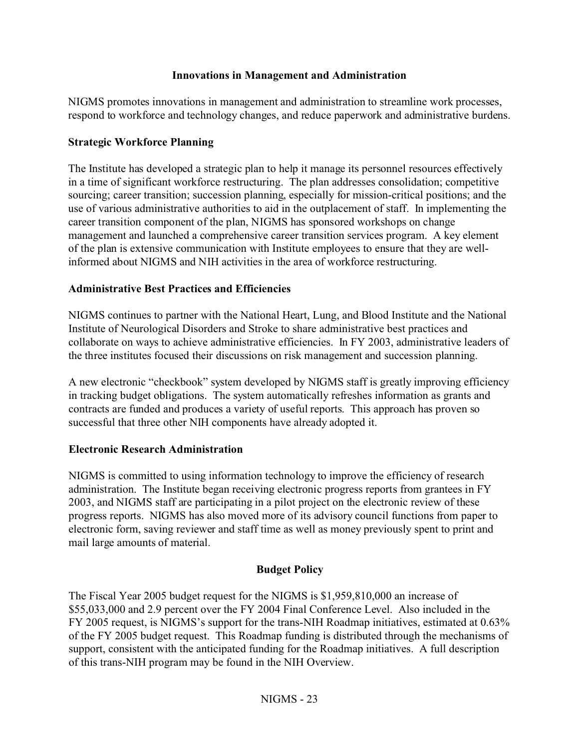## Innovations in Management and Administration

NIGMS promotes innovations in management and administration to streamline work processes, respond to workforce and technology changes, and reduce paperwork and administrative burdens.

### Strategic Workforce Planning

The Institute has developed a strategic plan to help it manage its personnel resources effectively in a time of significant workforce restructuring. The plan addresses consolidation; competitive sourcing; career transition; succession planning, especially for mission-critical positions; and the use of various administrative authorities to aid in the outplacement of staff. In implementing the career transition component of the plan, NIGMS has sponsored workshops on change management and launched a comprehensive career transition services program. A key element of the plan is extensive communication with Institute employees to ensure that they are well-informed about NIGMS and NIH activities in the area of workforce restructuring.

### Administrative Best Practices and Efficiencies

NIGMS continues to partner with the National Heart, Lung, and Blood Institute and the National Institute of Neurological Disorders and Stroke to share administrative best practices and collaborate on ways to achieve administrative efficiencies. In FY 2003, administrative leaders of the three institutes focused their discussions on risk management and succession planning.

A new electronic "checkbook" system developed by NIGMS staff is greatly improving efficiency in tracking budget obligations. The system automatically refreshes information as grants and contracts are funded and produces a variety of useful reports. This approach has proven so successful that three other NIH components have already adopted it.

### Electronic Research Administration

NIGMS is committed to using information technology to improve the efficiency of research administration. The Institute began receiving electronic progress reports from grantees in FY 2003, and NIGMS staff are participating in a pilot project on the electronic review of these progress reports. NIGMS has also moved more of its advisory council functions from paper to electronic form, saving reviewer and staff time as well as money previously spent to print and mail large amounts of material.

## Budget Policy

The Fiscal Year 2005 budget request for the NIGMS is $1,959,810,000 an increase of $55,033,000 and 2.9 percent over the FY 2004 Final Conference Level. Also included in the FY 2005 request, is NIGMS's support for the trans-NIH Roadmap initiatives, estimated at 0.63% of the FY 2005 budget request. This Roadmap funding is distributed through the mechanisms of support, consistent with the anticipated funding for the Roadmap initiatives. A full description of this trans-NIH program may be found in the NIH Overview.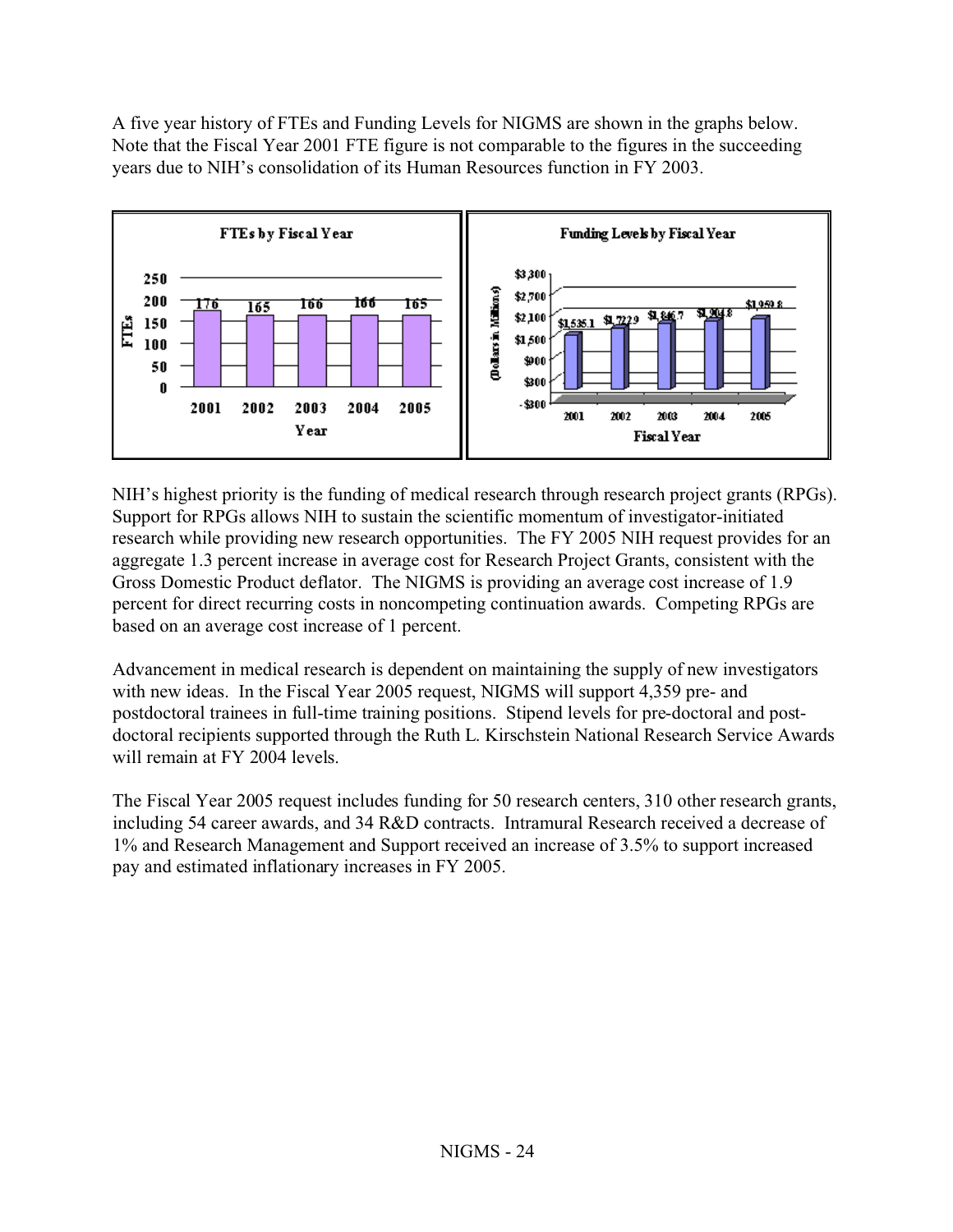A five year history of FTEs and Funding Levels for NIGMS are shown in the graphs below. Note that the Fiscal Year 2001 FTE figure is not comparable to the figures in the succeeding years due to NIH's consolidation of its Human Resources function in FY 2003.

**FTEs by Fiscal Year**

| Year | FTEs |
|---|---|
| 2001 | 176 |
| 2002 | 165 |
| 2003 | 166 |
| 2004 | 166 |
| 2005 | 165 |

**Funding Levels by Fiscal Year**

| Fiscal Year | Dollars in Millions |
|---|---|
| 2001 | $1,535.1 |
| 2002 | $1,722.9 |
| 2003 | $1,846.7 |
| 2004 | $1,904.8 |
| 2005 | $1,959.8 |

NIH's highest priority is the funding of medical research through research project grants (RPGs). Support for RPGs allows NIH to sustain the scientific momentum of investigator-initiated research while providing new research opportunities. The FY 2005 NIH request provides for an aggregate 1.3 percent increase in average cost for Research Project Grants, consistent with the Gross Domestic Product deflator. The NIGMS is providing an average cost increase of 1.9 percent for direct recurring costs in noncompeting continuation awards. Competing RPGs are based on an average cost increase of 1 percent.

Advancement in medical research is dependent on maintaining the supply of new investigators with new ideas. In the Fiscal Year 2005 request, NIGMS will support 4,359 pre- and postdoctoral trainees in full-time training positions. Stipend levels for pre-doctoral and post-doctoral recipients supported through the Ruth L. Kirschstein National Research Service Awards will remain at FY 2004 levels.

The Fiscal Year 2005 request includes funding for 50 research centers, 310 other research grants, including 54 career awards, and 34 R&D contracts. Intramural Research received a decrease of 1% and Research Management and Support received an increase of 3.5% to support increased pay and estimated inflationary increases in FY 2005.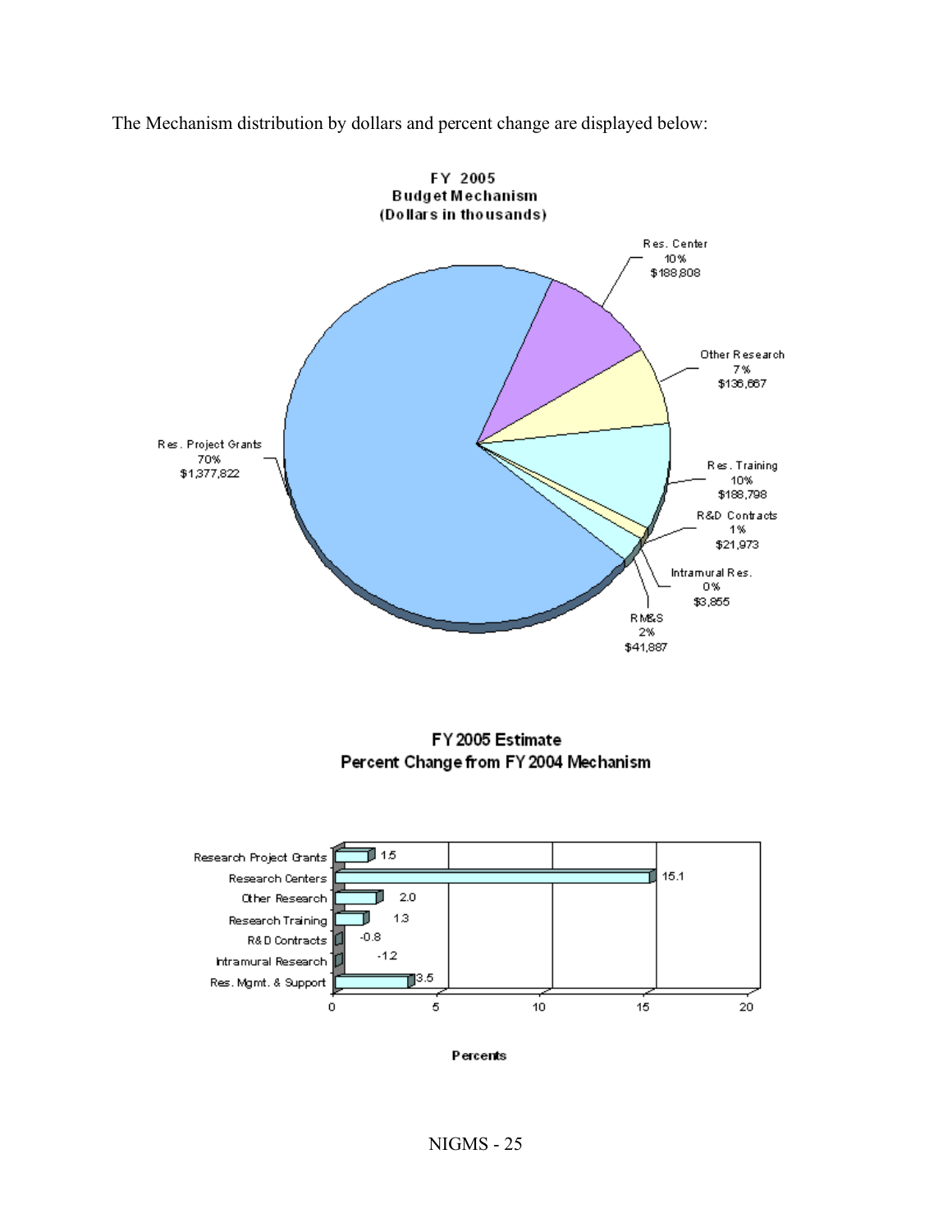The Mechanism distribution by dollars and percent change are displayed below:

**FY 2005**
**Budget Mechanism**
**(Dollars in thousands)**

| Mechanism | Percent | Dollars |
|---|---|---|
| Res. Project Grants | 70% | $1,377,822 |
| Res. Center | 10% | $188,808 |
| Other Research | 7% | $136,667 |
| Res. Training | 10% | $188,798 |
| R&D Contracts | 1% | $21,973 |
| Intramural Res. | 0% | $3,855 |
| RM&S | 2% | $41,887 |

**FY 2005 Estimate**
**Percent Change from FY 2004 Mechanism**

| Mechanism | Percents |
|---|---|
| Research Project Grants | 1.5 |
| Research Centers | 15.1 |
| Other Research | 2.0 |
| Research Training | 1.3 |
| R&D Contracts | -0.8 |
| Intramural Research | -1.2 |
| Res. Mgmt. & Support | 3.5 |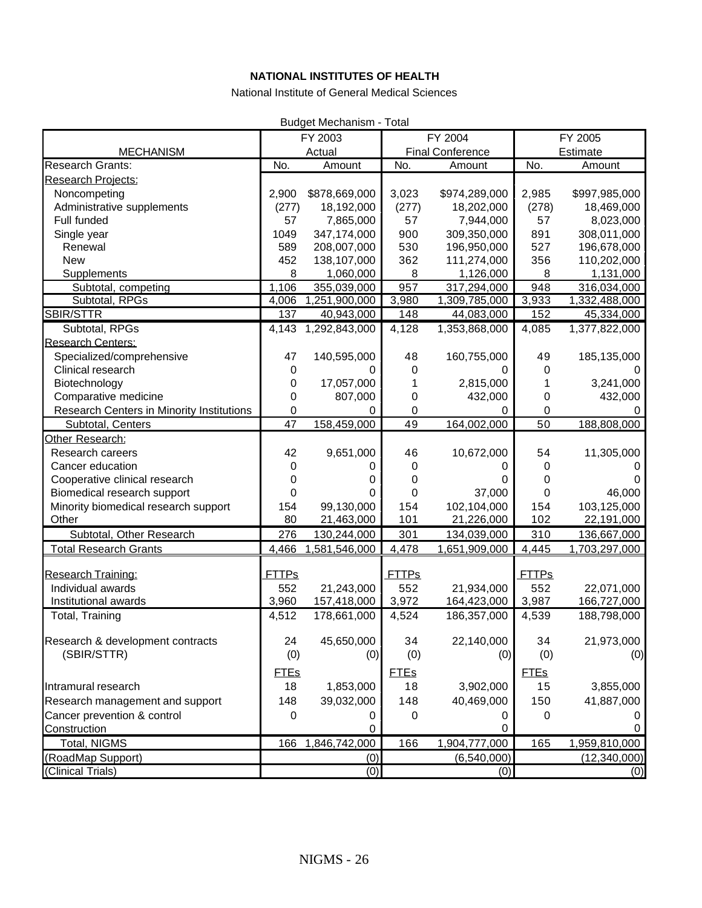**NATIONAL INSTITUTES OF HEALTH**

National Institute of General Medical Sciences

Budget Mechanism - Total

| MECHANISM | FY 2003 Actual | | FY 2004 Final Conference | | FY 2005 Estimate | |
|---|---|---|---|---|---|---|
| Research Grants: | No. | Amount | No. | Amount | No. | Amount |
| Research Projects: | | | | | | |
| Noncompeting | 2,900 | $878,669,000 | 3,023 | $974,289,000 | 2,985 | $997,985,000 |
| Administrative supplements | (277) | 18,192,000 | (277) | 18,202,000 | (278) | 18,469,000 |
| Full funded | 57 | 7,865,000 | 57 | 7,944,000 | 57 | 8,023,000 |
| Single year | 1049 | 347,174,000 | 900 | 309,350,000 | 891 | 308,011,000 |
| Renewal | 589 | 208,007,000 | 530 | 196,950,000 | 527 | 196,678,000 |
| New | 452 | 138,107,000 | 362 | 111,274,000 | 356 | 110,202,000 |
| Supplements | 8 | 1,060,000 | 8 | 1,126,000 | 8 | 1,131,000 |
| Subtotal, competing | 1,106 | 355,039,000 | 957 | 317,294,000 | 948 | 316,034,000 |
| Subtotal, RPGs | 4,006 | 1,251,900,000 | 3,980 | 1,309,785,000 | 3,933 | 1,332,488,000 |
| SBIR/STTR | 137 | 40,943,000 | 148 | 44,083,000 | 152 | 45,334,000 |
| Subtotal, RPGs | 4,143 | 1,292,843,000 | 4,128 | 1,353,868,000 | 4,085 | 1,377,822,000 |
| Research Centers: | | | | | | |
| Specialized/comprehensive | 47 | 140,595,000 | 48 | 160,755,000 | 49 | 185,135,000 |
| Clinical research | 0 | 0 | 0 | 0 | 0 | 0 |
| Biotechnology | 0 | 17,057,000 | 1 | 2,815,000 | 1 | 3,241,000 |
| Comparative medicine | 0 | 807,000 | 0 | 432,000 | 0 | 432,000 |
| Research Centers in Minority Institutions | 0 | 0 | 0 | 0 | 0 | 0 |
| Subtotal, Centers | 47 | 158,459,000 | 49 | 164,002,000 | 50 | 188,808,000 |
| Other Research: | | | | | | |
| Research careers | 42 | 9,651,000 | 46 | 10,672,000 | 54 | 11,305,000 |
| Cancer education | 0 | 0 | 0 | 0 | 0 | 0 |
| Cooperative clinical research | 0 | 0 | 0 | 0 | 0 | 0 |
| Biomedical research support | 0 | 0 | 0 | 37,000 | 0 | 46,000 |
| Minority biomedical research support | 154 | 99,130,000 | 154 | 102,104,000 | 154 | 103,125,000 |
| Other | 80 | 21,463,000 | 101 | 21,226,000 | 102 | 22,191,000 |
| Subtotal, Other Research | 276 | 130,244,000 | 301 | 134,039,000 | 310 | 136,667,000 |
| Total Research Grants | 4,466 | 1,581,546,000 | 4,478 | 1,651,909,000 | 4,445 | 1,703,297,000 |
| Research Training: | FTTPs | | FTTPs | | FTTPs | |
| Individual awards | 552 | 21,243,000 | 552 | 21,934,000 | 552 | 22,071,000 |
| Institutional awards | 3,960 | 157,418,000 | 3,972 | 164,423,000 | 3,987 | 166,727,000 |
| Total, Training | 4,512 | 178,661,000 | 4,524 | 186,357,000 | 4,539 | 188,798,000 |
| Research & development contracts | 24 | 45,650,000 | 34 | 22,140,000 | 34 | 21,973,000 |
| (SBIR/STTR) | (0) | (0) | (0) | (0) | (0) | (0) |
| | FTEs | | FTEs | | FTEs | |
| Intramural research | 18 | 1,853,000 | 18 | 3,902,000 | 15 | 3,855,000 |
| Research management and support | 148 | 39,032,000 | 148 | 40,469,000 | 150 | 41,887,000 |
| Cancer prevention & control | 0 | 0 | 0 | 0 | 0 | 0 |
| Construction | | 0 | | 0 | | 0 |
| Total, NIGMS | 166 | 1,846,742,000 | 166 | 1,904,777,000 | 165 | 1,959,810,000 |
| (RoadMap Support) | | (0) | | (6,540,000) | | (12,340,000) |
| (Clinical Trials) | | (0) | | (0) | | (0) |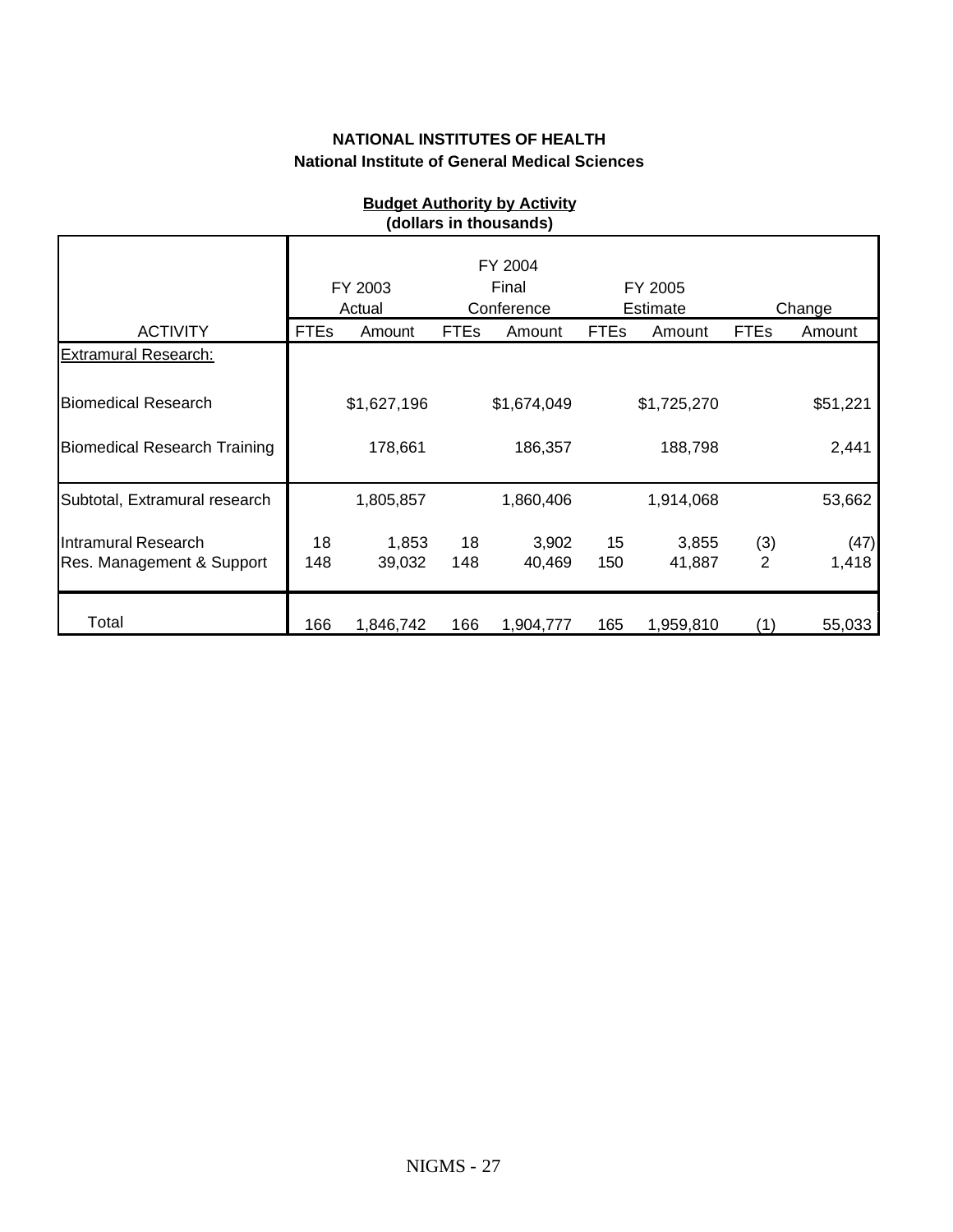**NATIONAL INSTITUTES OF HEALTH**
**National Institute of General Medical Sciences**

**Budget Authority by Activity**
**(dollars in thousands)**

| ACTIVITY | FY 2003 Actual | | FY 2004 Final Conference | | FY 2005 Estimate | | Change | |
|---|---|---|---|---|---|---|---|---|
| | FTEs | Amount | FTEs | Amount | FTEs | Amount | FTEs | Amount |
| Extramural Research: | | | | | | | | |
| Biomedical Research | | $1,627,196 | | $1,674,049 | | $1,725,270 | | $51,221 |
| Biomedical Research Training | | 178,661 | | 186,357 | | 188,798 | | 2,441 |
| Subtotal, Extramural research | | 1,805,857 | | 1,860,406 | | 1,914,068 | | 53,662 |
| Intramural Research | 18 | 1,853 | 18 | 3,902 | 15 | 3,855 | (3) | (47) |
| Res. Management & Support | 148 | 39,032 | 148 | 40,469 | 150 | 41,887 | 2 | 1,418 |
| Total | 166 | 1,846,742 | 166 | 1,904,777 | 165 | 1,959,810 | (1) | 55,033 |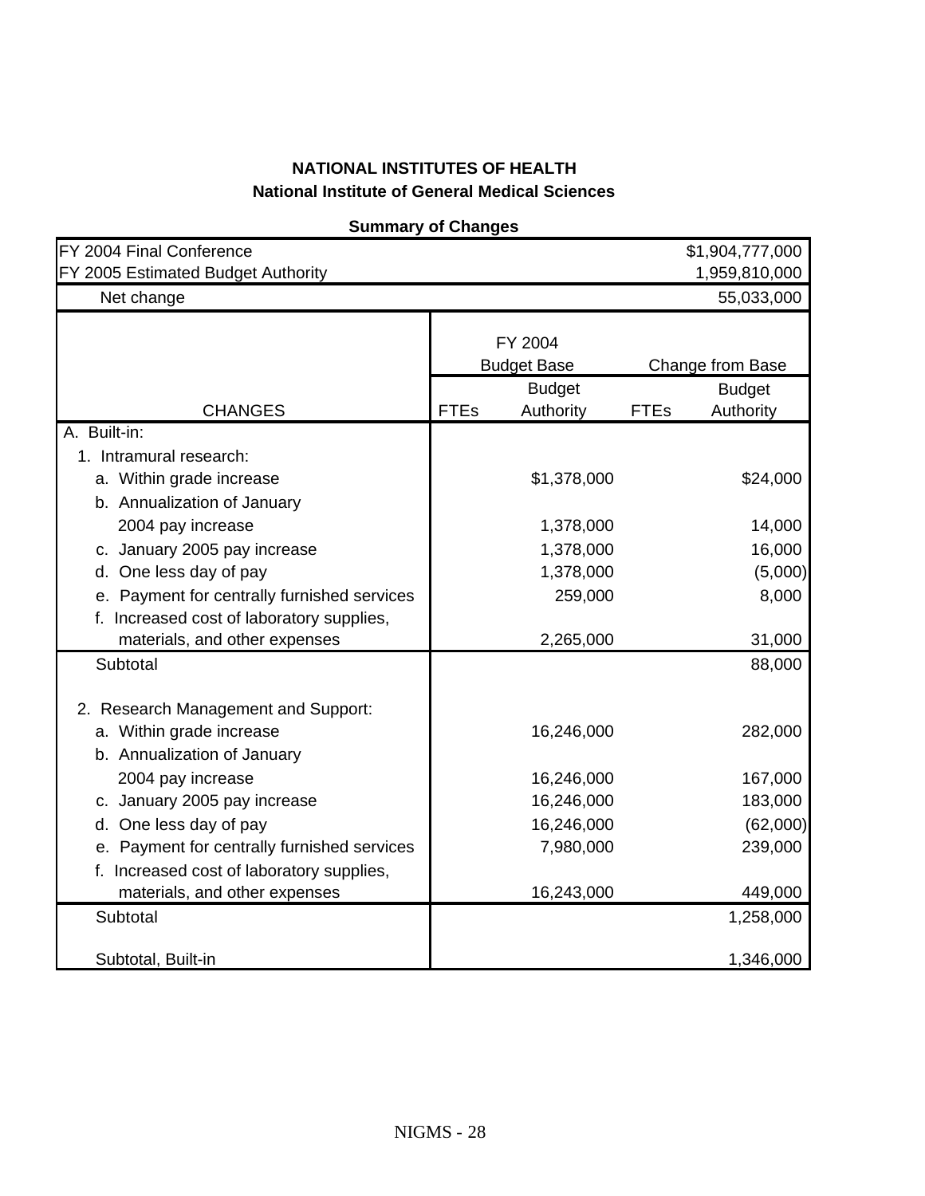**NATIONAL INSTITUTES OF HEALTH**

**National Institute of General Medical Sciences**

**Summary of Changes**

| | | | | |
|---|---|---|---|---|
| FY 2004 Final Conference | | | | $1,904,777,000 |
| FY 2005 Estimated Budget Authority | | | | 1,959,810,000 |
| Net change | | | | 55,033,000 |

| | FY 2004 Budget Base | | Change from Base | |
|---|---|---|---|---|
| CHANGES | FTEs | Budget Authority | FTEs | Budget Authority |
| A. Built-in: | | | | |
| 1. Intramural research: | | | | |
| a. Within grade increase | | $1,378,000 | | $24,000 |
| b. Annualization of January 2004 pay increase | | 1,378,000 | | 14,000 |
| c. January 2005 pay increase | | 1,378,000 | | 16,000 |
| d. One less day of pay | | 1,378,000 | | (5,000) |
| e. Payment for centrally furnished services | | 259,000 | | 8,000 |
| f. Increased cost of laboratory supplies, materials, and other expenses | | 2,265,000 | | 31,000 |
| Subtotal | | | | 88,000 |
| 2. Research Management and Support: | | | | |
| a. Within grade increase | | 16,246,000 | | 282,000 |
| b. Annualization of January 2004 pay increase | | 16,246,000 | | 167,000 |
| c. January 2005 pay increase | | 16,246,000 | | 183,000 |
| d. One less day of pay | | 16,246,000 | | (62,000) |
| e. Payment for centrally furnished services | | 7,980,000 | | 239,000 |
| f. Increased cost of laboratory supplies, materials, and other expenses | | 16,243,000 | | 449,000 |
| Subtotal | | | | 1,258,000 |
| Subtotal, Built-in | | | | 1,346,000 |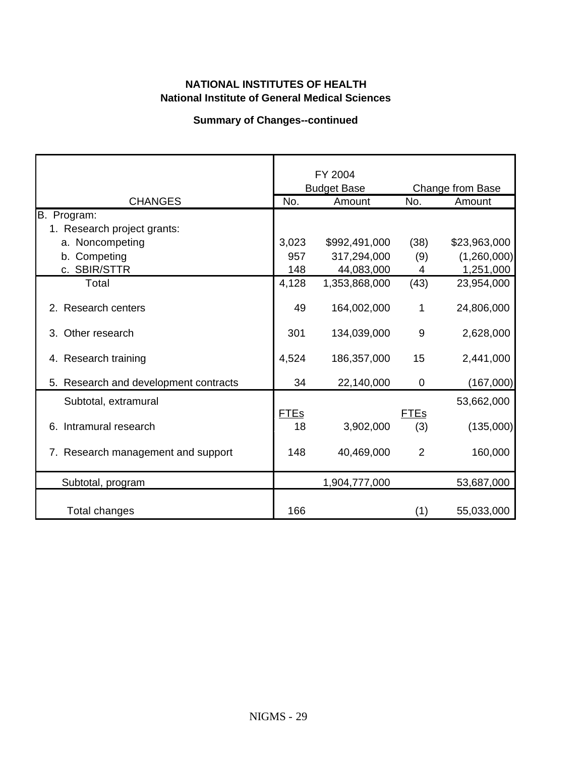**NATIONAL INSTITUTES OF HEALTH**
**National Institute of General Medical Sciences**

**Summary of Changes--continued**

| CHANGES | FY 2004 Budget Base No. | FY 2004 Budget Base Amount | Change from Base No. | Change from Base Amount |
|---|---|---|---|---|
| B. Program: | | | | |
| 1. Research project grants: | | | | |
| a. Noncompeting | 3,023 | $992,491,000 | (38) | $23,963,000 |
| b. Competing | 957 | 317,294,000 | (9) | (1,260,000) |
| c. SBIR/STTR | 148 | 44,083,000 | 4 | 1,251,000 |
| Total | 4,128 | 1,353,868,000 | (43) | 23,954,000 |
| 2. Research centers | 49 | 164,002,000 | 1 | 24,806,000 |
| 3. Other research | 301 | 134,039,000 | 9 | 2,628,000 |
| 4. Research training | 4,524 | 186,357,000 | 15 | 2,441,000 |
| 5. Research and development contracts | 34 | 22,140,000 | 0 | (167,000) |
| Subtotal, extramural | | | | 53,662,000 |
| | FTEs | | FTEs | |
| 6. Intramural research | 18 | 3,902,000 | (3) | (135,000) |
| 7. Research management and support | 148 | 40,469,000 | 2 | 160,000 |
| Subtotal, program | | 1,904,777,000 | | 53,687,000 |
| Total changes | 166 | | (1) | 55,033,000 |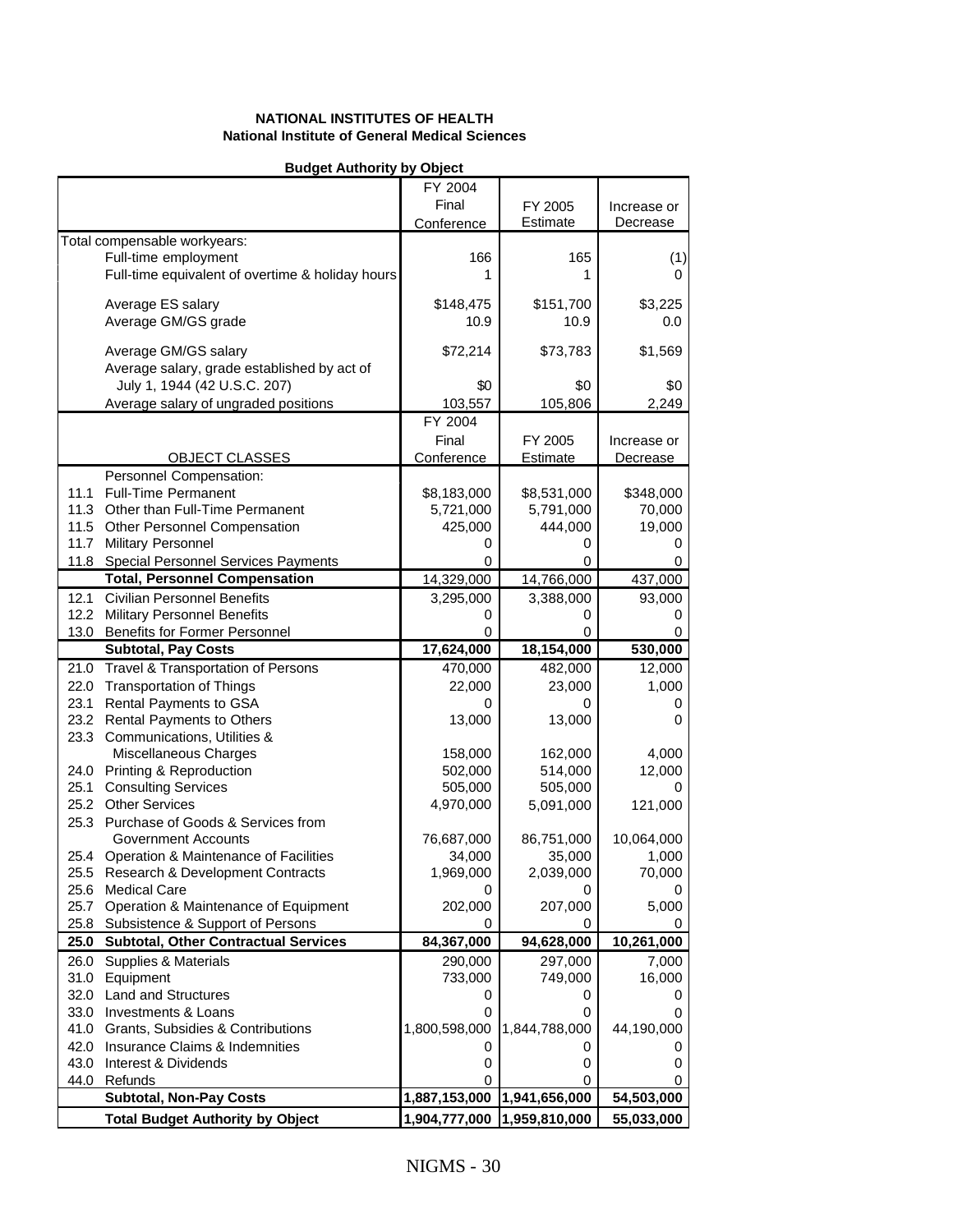**NATIONAL INSTITUTES OF HEALTH**
**National Institute of General Medical Sciences**

**Budget Authority by Object**

| | | FY 2004 Final Conference | FY 2005 Estimate | Increase or Decrease |
|---|---|---|---|---|
| Total compensable workyears: | | | | |
| | Full-time employment | 166 | 165 | (1) |
| | Full-time equivalent of overtime & holiday hours | 1 | 1 | 0 |
| | Average ES salary | $148,475 | $151,700 | $3,225 |
| | Average GM/GS grade | 10.9 | 10.9 | 0.0 |
| | Average GM/GS salary | $72,214 | $73,783 | $1,569 |
| | Average salary, grade established by act of July 1, 1944 (42 U.S.C. 207) | $0 | $0 | $0 |
| | Average salary of ungraded positions | 103,557 | 105,806 | 2,249 |
| | OBJECT CLASSES | FY 2004 Final Conference | FY 2005 Estimate | Increase or Decrease |
| | Personnel Compensation: | | | |
| 11.1 | Full-Time Permanent | $8,183,000 | $8,531,000 | $348,000 |
| 11.3 | Other than Full-Time Permanent | 5,721,000 | 5,791,000 | 70,000 |
| 11.5 | Other Personnel Compensation | 425,000 | 444,000 | 19,000 |
| 11.7 | Military Personnel | 0 | 0 | 0 |
| 11.8 | Special Personnel Services Payments | 0 | 0 | 0 |
| | **Total, Personnel Compensation** | 14,329,000 | 14,766,000 | 437,000 |
| 12.1 | Civilian Personnel Benefits | 3,295,000 | 3,388,000 | 93,000 |
| 12.2 | Military Personnel Benefits | 0 | 0 | 0 |
| 13.0 | Benefits for Former Personnel | 0 | 0 | 0 |
| | **Subtotal, Pay Costs** | **17,624,000** | **18,154,000** | **530,000** |
| 21.0 | Travel & Transportation of Persons | 470,000 | 482,000 | 12,000 |
| 22.0 | Transportation of Things | 22,000 | 23,000 | 1,000 |
| 23.1 | Rental Payments to GSA | 0 | 0 | 0 |
| 23.2 | Rental Payments to Others | 13,000 | 13,000 | 0 |
| 23.3 | Communications, Utilities & Miscellaneous Charges | 158,000 | 162,000 | 4,000 |
| 24.0 | Printing & Reproduction | 502,000 | 514,000 | 12,000 |
| 25.1 | Consulting Services | 505,000 | 505,000 | 0 |
| 25.2 | Other Services | 4,970,000 | 5,091,000 | 121,000 |
| 25.3 | Purchase of Goods & Services from Government Accounts | 76,687,000 | 86,751,000 | 10,064,000 |
| 25.4 | Operation & Maintenance of Facilities | 34,000 | 35,000 | 1,000 |
| 25.5 | Research & Development Contracts | 1,969,000 | 2,039,000 | 70,000 |
| 25.6 | Medical Care | 0 | 0 | 0 |
| 25.7 | Operation & Maintenance of Equipment | 202,000 | 207,000 | 5,000 |
| 25.8 | Subsistence & Support of Persons | 0 | 0 | 0 |
| **25.0** | **Subtotal, Other Contractual Services** | **84,367,000** | **94,628,000** | **10,261,000** |
| 26.0 | Supplies & Materials | 290,000 | 297,000 | 7,000 |
| 31.0 | Equipment | 733,000 | 749,000 | 16,000 |
| 32.0 | Land and Structures | 0 | 0 | 0 |
| 33.0 | Investments & Loans | 0 | 0 | 0 |
| 41.0 | Grants, Subsidies & Contributions | 1,800,598,000 | 1,844,788,000 | 44,190,000 |
| 42.0 | Insurance Claims & Indemnities | 0 | 0 | 0 |
| 43.0 | Interest & Dividends | 0 | 0 | 0 |
| 44.0 | Refunds | 0 | 0 | 0 |
| | **Subtotal, Non-Pay Costs** | **1,887,153,000** | **1,941,656,000** | **54,503,000** |
| | **Total Budget Authority by Object** | **1,904,777,000** | **1,959,810,000** | **55,033,000** |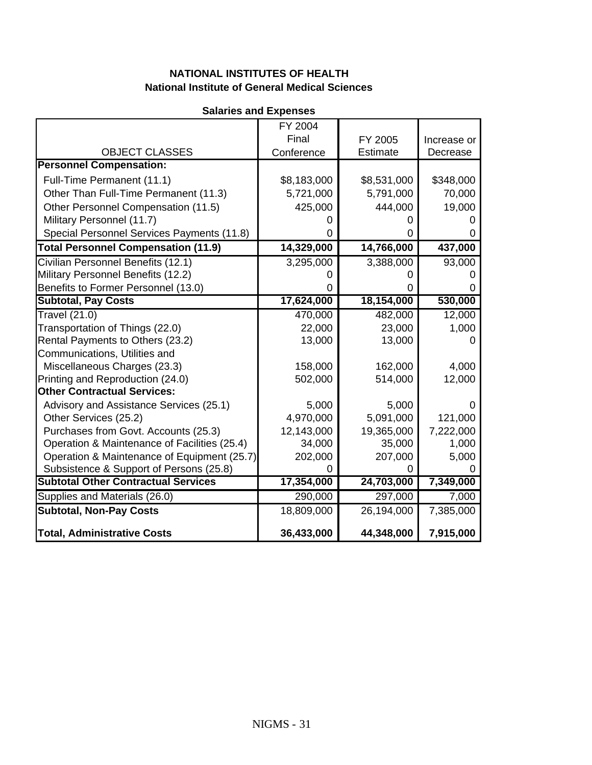# NATIONAL INSTITUTES OF HEALTH
## National Institute of General Medical Sciences

### Salaries and Expenses

| OBJECT CLASSES | FY 2004 Final Conference | FY 2005 Estimate | Increase or Decrease |
|---|---|---|---|
| **Personnel Compensation:** | | | |
| Full-Time Permanent (11.1) | $8,183,000 | $8,531,000 | $348,000 |
| Other Than Full-Time Permanent (11.3) | 5,721,000 | 5,791,000 | 70,000 |
| Other Personnel Compensation (11.5) | 425,000 | 444,000 | 19,000 |
| Military Personnel (11.7) | 0 | 0 | 0 |
| Special Personnel Services Payments (11.8) | 0 | 0 | 0 |
| **Total Personnel Compensation (11.9)** | **14,329,000** | **14,766,000** | **437,000** |
| Civilian Personnel Benefits (12.1) | 3,295,000 | 3,388,000 | 93,000 |
| Military Personnel Benefits (12.2) | 0 | 0 | 0 |
| Benefits to Former Personnel (13.0) | 0 | 0 | 0 |
| **Subtotal, Pay Costs** | **17,624,000** | **18,154,000** | **530,000** |
| Travel (21.0) | 470,000 | 482,000 | 12,000 |
| Transportation of Things (22.0) | 22,000 | 23,000 | 1,000 |
| Rental Payments to Others (23.2) | 13,000 | 13,000 | 0 |
| Communications, Utilities and Miscellaneous Charges (23.3) | 158,000 | 162,000 | 4,000 |
| Printing and Reproduction (24.0) | 502,000 | 514,000 | 12,000 |
| **Other Contractual Services:** | | | |
| Advisory and Assistance Services (25.1) | 5,000 | 5,000 | 0 |
| Other Services (25.2) | 4,970,000 | 5,091,000 | 121,000 |
| Purchases from Govt. Accounts (25.3) | 12,143,000 | 19,365,000 | 7,222,000 |
| Operation & Maintenance of Facilities (25.4) | 34,000 | 35,000 | 1,000 |
| Operation & Maintenance of Equipment (25.7) | 202,000 | 207,000 | 5,000 |
| Subsistence & Support of Persons (25.8) | 0 | 0 | 0 |
| **Subtotal Other Contractual Services** | **17,354,000** | **24,703,000** | **7,349,000** |
| Supplies and Materials (26.0) | 290,000 | 297,000 | 7,000 |
| **Subtotal, Non-Pay Costs** | 18,809,000 | 26,194,000 | 7,385,000 |
| **Total, Administrative Costs** | **36,433,000** | **44,348,000** | **7,915,000** |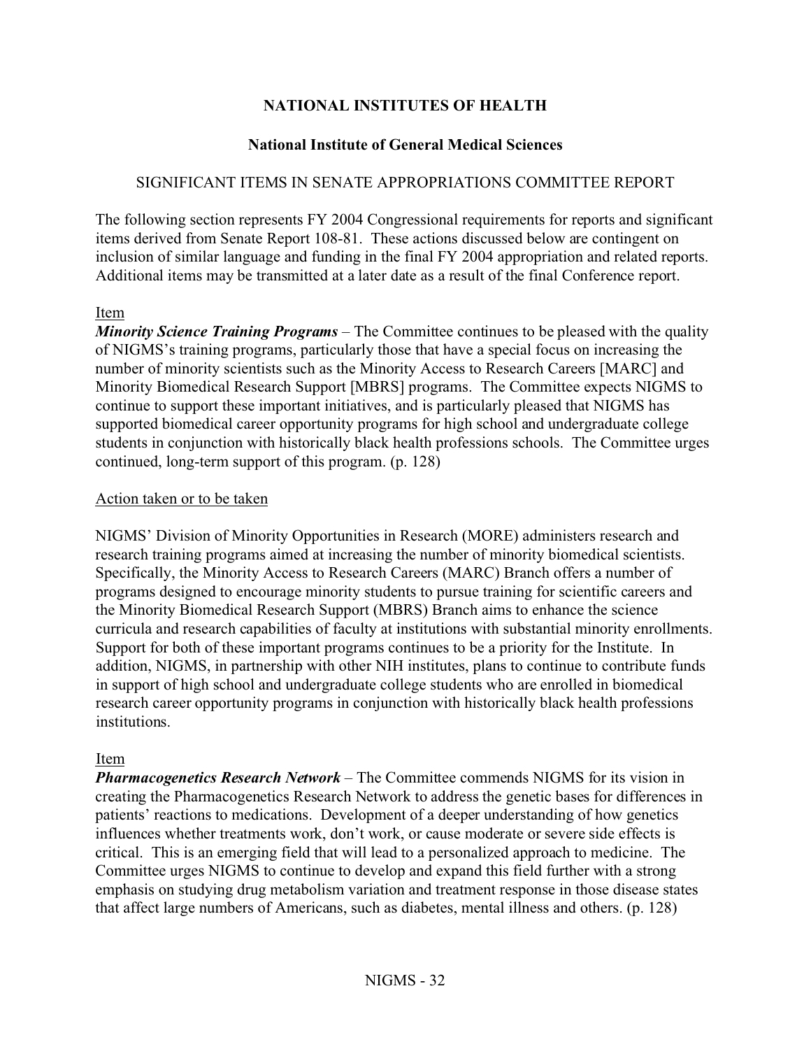# NATIONAL INSTITUTES OF HEALTH

## National Institute of General Medical Sciences

### SIGNIFICANT ITEMS IN SENATE APPROPRIATIONS COMMITTEE REPORT

The following section represents FY 2004 Congressional requirements for reports and significant items derived from Senate Report 108-81. These actions discussed below are contingent on inclusion of similar language and funding in the final FY 2004 appropriation and related reports. Additional items may be transmitted at a later date as a result of the final Conference report.

Item

***Minority Science Training Programs*** – The Committee continues to be pleased with the quality of NIGMS's training programs, particularly those that have a special focus on increasing the number of minority scientists such as the Minority Access to Research Careers [MARC] and Minority Biomedical Research Support [MBRS] programs. The Committee expects NIGMS to continue to support these important initiatives, and is particularly pleased that NIGMS has supported biomedical career opportunity programs for high school and undergraduate college students in conjunction with historically black health professions schools. The Committee urges continued, long-term support of this program. (p. 128)

Action taken or to be taken

NIGMS' Division of Minority Opportunities in Research (MORE) administers research and research training programs aimed at increasing the number of minority biomedical scientists. Specifically, the Minority Access to Research Careers (MARC) Branch offers a number of programs designed to encourage minority students to pursue training for scientific careers and the Minority Biomedical Research Support (MBRS) Branch aims to enhance the science curricula and research capabilities of faculty at institutions with substantial minority enrollments. Support for both of these important programs continues to be a priority for the Institute. In addition, NIGMS, in partnership with other NIH institutes, plans to continue to contribute funds in support of high school and undergraduate college students who are enrolled in biomedical research career opportunity programs in conjunction with historically black health professions institutions.

Item

***Pharmacogenetics Research Network*** – The Committee commends NIGMS for its vision in creating the Pharmacogenetics Research Network to address the genetic bases for differences in patients' reactions to medications. Development of a deeper understanding of how genetics influences whether treatments work, don't work, or cause moderate or severe side effects is critical. This is an emerging field that will lead to a personalized approach to medicine. The Committee urges NIGMS to continue to develop and expand this field further with a strong emphasis on studying drug metabolism variation and treatment response in those disease states that affect large numbers of Americans, such as diabetes, mental illness and others. (p. 128)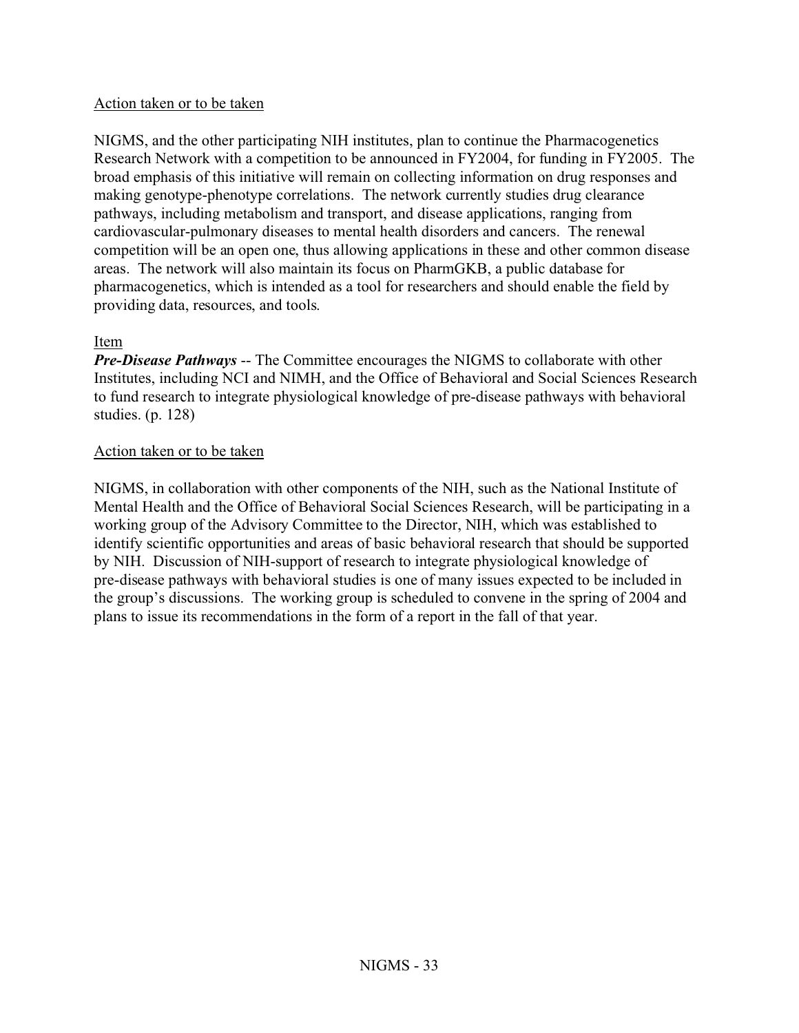Action taken or to be taken

NIGMS, and the other participating NIH institutes, plan to continue the Pharmacogenetics Research Network with a competition to be announced in FY2004, for funding in FY2005. The broad emphasis of this initiative will remain on collecting information on drug responses and making genotype-phenotype correlations. The network currently studies drug clearance pathways, including metabolism and transport, and disease applications, ranging from cardiovascular-pulmonary diseases to mental health disorders and cancers. The renewal competition will be an open one, thus allowing applications in these and other common disease areas. The network will also maintain its focus on PharmGKB, a public database for pharmacogenetics, which is intended as a tool for researchers and should enable the field by providing data, resources, and tools.

Item

***Pre-Disease Pathways*** -- The Committee encourages the NIGMS to collaborate with other Institutes, including NCI and NIMH, and the Office of Behavioral and Social Sciences Research to fund research to integrate physiological knowledge of pre-disease pathways with behavioral studies. (p. 128)

Action taken or to be taken

NIGMS, in collaboration with other components of the NIH, such as the National Institute of Mental Health and the Office of Behavioral Social Sciences Research, will be participating in a working group of the Advisory Committee to the Director, NIH, which was established to identify scientific opportunities and areas of basic behavioral research that should be supported by NIH. Discussion of NIH-support of research to integrate physiological knowledge of pre-disease pathways with behavioral studies is one of many issues expected to be included in the group's discussions. The working group is scheduled to convene in the spring of 2004 and plans to issue its recommendations in the form of a report in the fall of that year.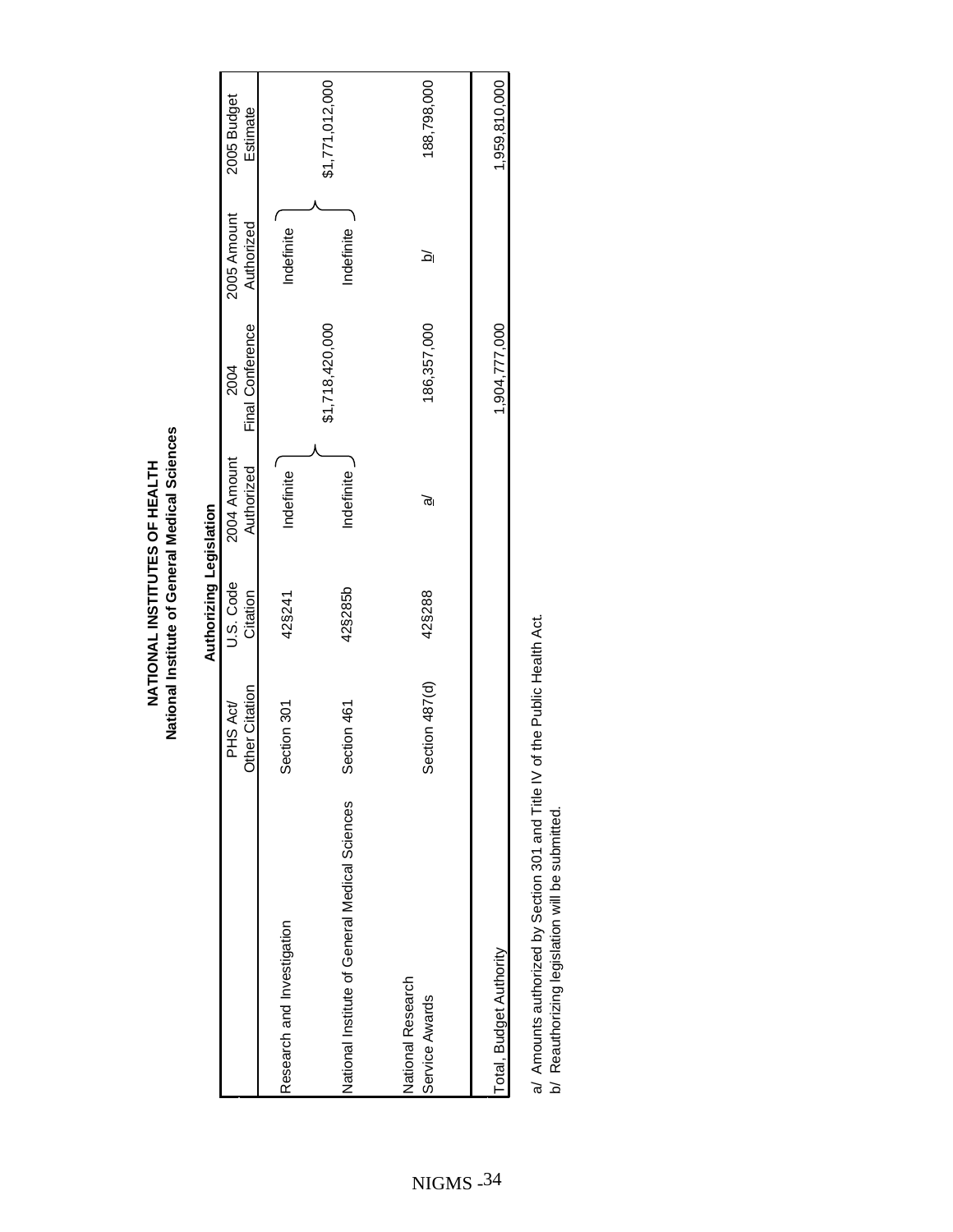# NATIONAL INSTITUTES OF HEALTH
## National Institute of General Medical Sciences

### Authorizing Legislation

| | PHS Act/ Other Citation | U.S. Code Citation | 2004 Amount Authorized | 2004 Final Conference | 2005 Amount Authorized | 2005 Budget Estimate |
|---|---|---|---|---|---|---|
| Research and Investigation | Section 301 | 42§241 | Indefinite | | Indefinite | |
| | | | | $1,718,420,000 | | $1,771,012,000 |
| National Institute of General Medical Sciences | Section 461 | 42§285b | Indefinite | | Indefinite | |
| National Research Service Awards | Section 487(d) | 42§288 | a/ | 186,357,000 | b/ | 188,798,000 |
| Total, Budget Authority | | | | 1,904,777,000 | | 1,959,810,000 |

a/ Amounts authorized by Section 301 and Title IV of the Public Health Act.
b/ Reauthorizing legislation will be submitted.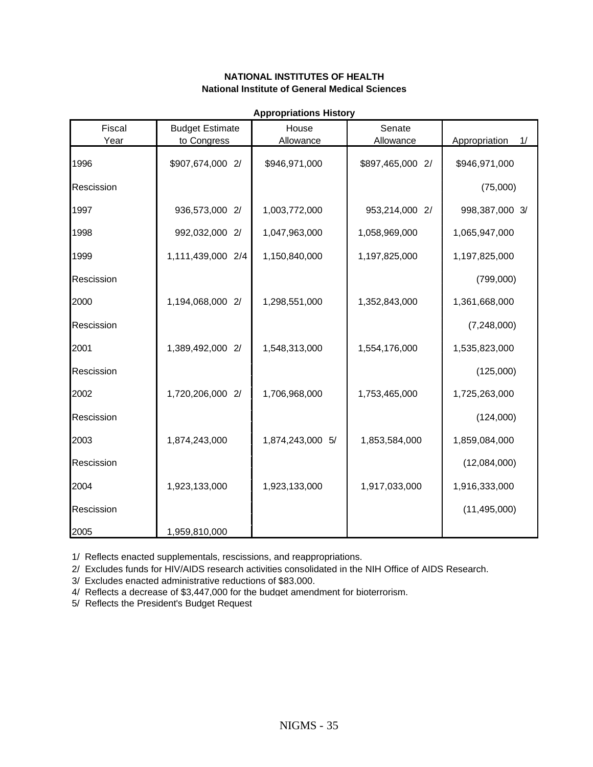**NATIONAL INSTITUTES OF HEALTH**
**National Institute of General Medical Sciences**

**Appropriations History**

| Fiscal Year | Budget Estimate to Congress | House Allowance | Senate Allowance | Appropriation 1/ |
|---|---|---|---|---|
| 1996 | $907,674,000 2/ | $946,971,000 | $897,465,000 2/ | $946,971,000 |
| Rescission | | | | (75,000) |
| 1997 | 936,573,000 2/ | 1,003,772,000 | 953,214,000 2/ | 998,387,000 3/ |
| 1998 | 992,032,000 2/ | 1,047,963,000 | 1,058,969,000 | 1,065,947,000 |
| 1999 | 1,111,439,000 2/4 | 1,150,840,000 | 1,197,825,000 | 1,197,825,000 |
| Rescission | | | | (799,000) |
| 2000 | 1,194,068,000 2/ | 1,298,551,000 | 1,352,843,000 | 1,361,668,000 |
| Rescission | | | | (7,248,000) |
| 2001 | 1,389,492,000 2/ | 1,548,313,000 | 1,554,176,000 | 1,535,823,000 |
| Rescission | | | | (125,000) |
| 2002 | 1,720,206,000 2/ | 1,706,968,000 | 1,753,465,000 | 1,725,263,000 |
| Rescission | | | | (124,000) |
| 2003 | 1,874,243,000 | 1,874,243,000 5/ | 1,853,584,000 | 1,859,084,000 |
| Rescission | | | | (12,084,000) |
| 2004 | 1,923,133,000 | 1,923,133,000 | 1,917,033,000 | 1,916,333,000 |
| Rescission | | | | (11,495,000) |
| 2005 | 1,959,810,000 | | | |

1/ Reflects enacted supplementals, rescissions, and reappropriations.

2/ Excludes funds for HIV/AIDS research activities consolidated in the NIH Office of AIDS Research.

3/ Excludes enacted administrative reductions of $83,000.

4/ Reflects a decrease of $3,447,000 for the budget amendment for bioterrorism.

5/ Reflects the President's Budget Request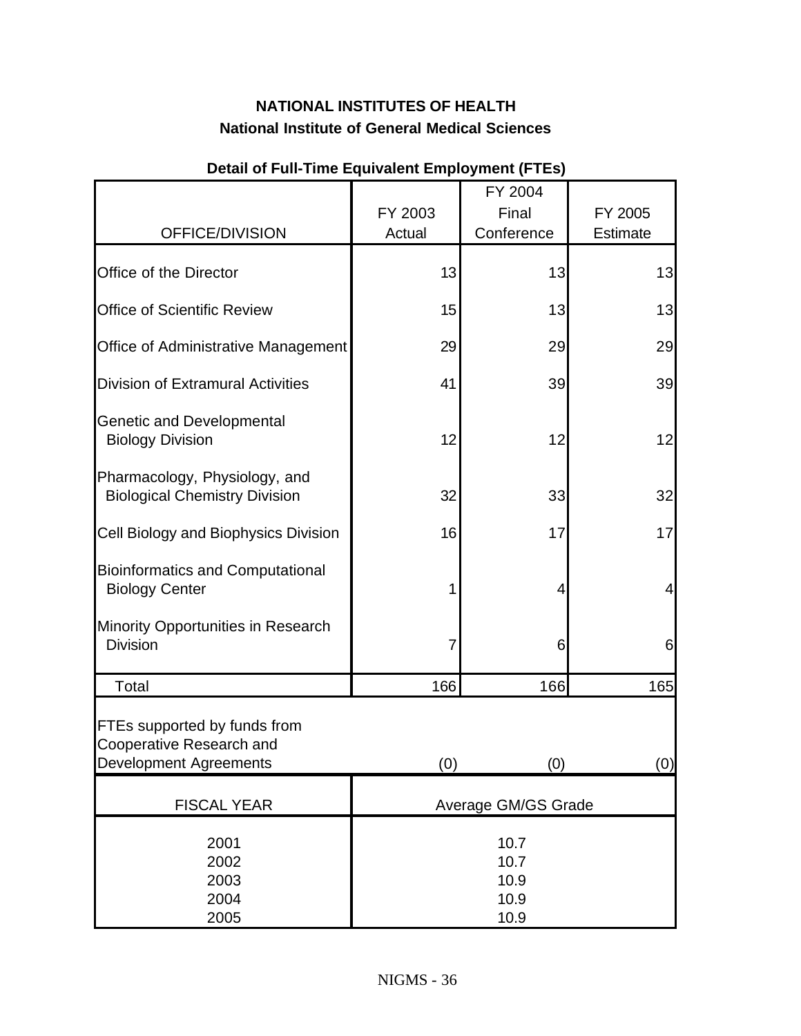**NATIONAL INSTITUTES OF HEALTH**

**National Institute of General Medical Sciences**

**Detail of Full-Time Equivalent Employment (FTEs)**

| OFFICE/DIVISION | FY 2003 Actual | FY 2004 Final Conference | FY 2005 Estimate |
|---|---|---|---|
| Office of the Director | 13 | 13 | 13 |
| Office of Scientific Review | 15 | 13 | 13 |
| Office of Administrative Management | 29 | 29 | 29 |
| Division of Extramural Activities | 41 | 39 | 39 |
| Genetic and Developmental Biology Division | 12 | 12 | 12 |
| Pharmacology, Physiology, and Biological Chemistry Division | 32 | 33 | 32 |
| Cell Biology and Biophysics Division | 16 | 17 | 17 |
| Bioinformatics and Computational Biology Center | 1 | 4 | 4 |
| Minority Opportunities in Research Division | 7 | 6 | 6 |
| Total | 166 | 166 | 165 |
| FTEs supported by funds from Cooperative Research and Development Agreements | (0) | (0) | (0) |

| FISCAL YEAR | Average GM/GS Grade |
|---|---|
| 2001 | 10.7 |
| 2002 | 10.7 |
| 2003 | 10.9 |
| 2004 | 10.9 |
| 2005 | 10.9 |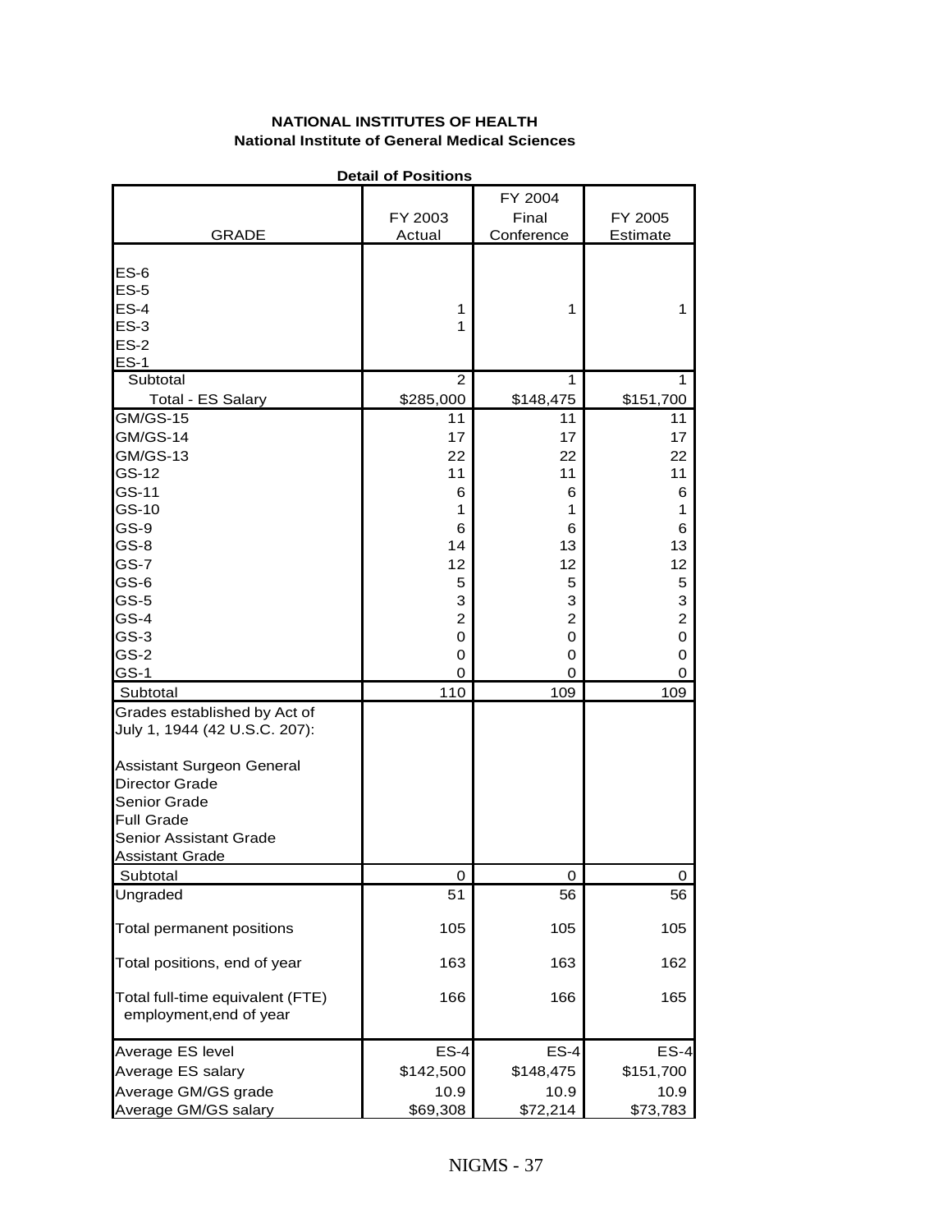**NATIONAL INSTITUTES OF HEALTH**
**National Institute of General Medical Sciences**

**Detail of Positions**

| GRADE | FY 2003 Actual | FY 2004 Final Conference | FY 2005 Estimate |
|---|---|---|---|
| ES-6 | | | |
| ES-5 | | | |
| ES-4 | 1 | 1 | 1 |
| ES-3 | 1 | | |
| ES-2 | | | |
| ES-1 | | | |
| Subtotal | 2 | 1 | 1 |
| Total - ES Salary | $285,000 | $148,475 | $151,700 |
| GM/GS-15 | 11 | 11 | 11 |
| GM/GS-14 | 17 | 17 | 17 |
| GM/GS-13 | 22 | 22 | 22 |
| GS-12 | 11 | 11 | 11 |
| GS-11 | 6 | 6 | 6 |
| GS-10 | 1 | 1 | 1 |
| GS-9 | 6 | 6 | 6 |
| GS-8 | 14 | 13 | 13 |
| GS-7 | 12 | 12 | 12 |
| GS-6 | 5 | 5 | 5 |
| GS-5 | 3 | 3 | 3 |
| GS-4 | 2 | 2 | 2 |
| GS-3 | 0 | 0 | 0 |
| GS-2 | 0 | 0 | 0 |
| GS-1 | 0 | 0 | 0 |
| Subtotal | 110 | 109 | 109 |
| Grades established by Act of July 1, 1944 (42 U.S.C. 207): | | | |
| Assistant Surgeon General | | | |
| Director Grade | | | |
| Senior Grade | | | |
| Full Grade | | | |
| Senior Assistant Grade | | | |
| Assistant Grade | | | |
| Subtotal | 0 | 0 | 0 |
| Ungraded | 51 | 56 | 56 |
| Total permanent positions | 105 | 105 | 105 |
| Total positions, end of year | 163 | 163 | 162 |
| Total full-time equivalent (FTE) employment,end of year | 166 | 166 | 165 |
| Average ES level | ES-4 | ES-4 | ES-4 |
| Average ES salary | $142,500 | $148,475 | $151,700 |
| Average GM/GS grade | 10.9 | 10.9 | 10.9 |
| Average GM/GS salary | $69,308 | $72,214 | $73,783 |